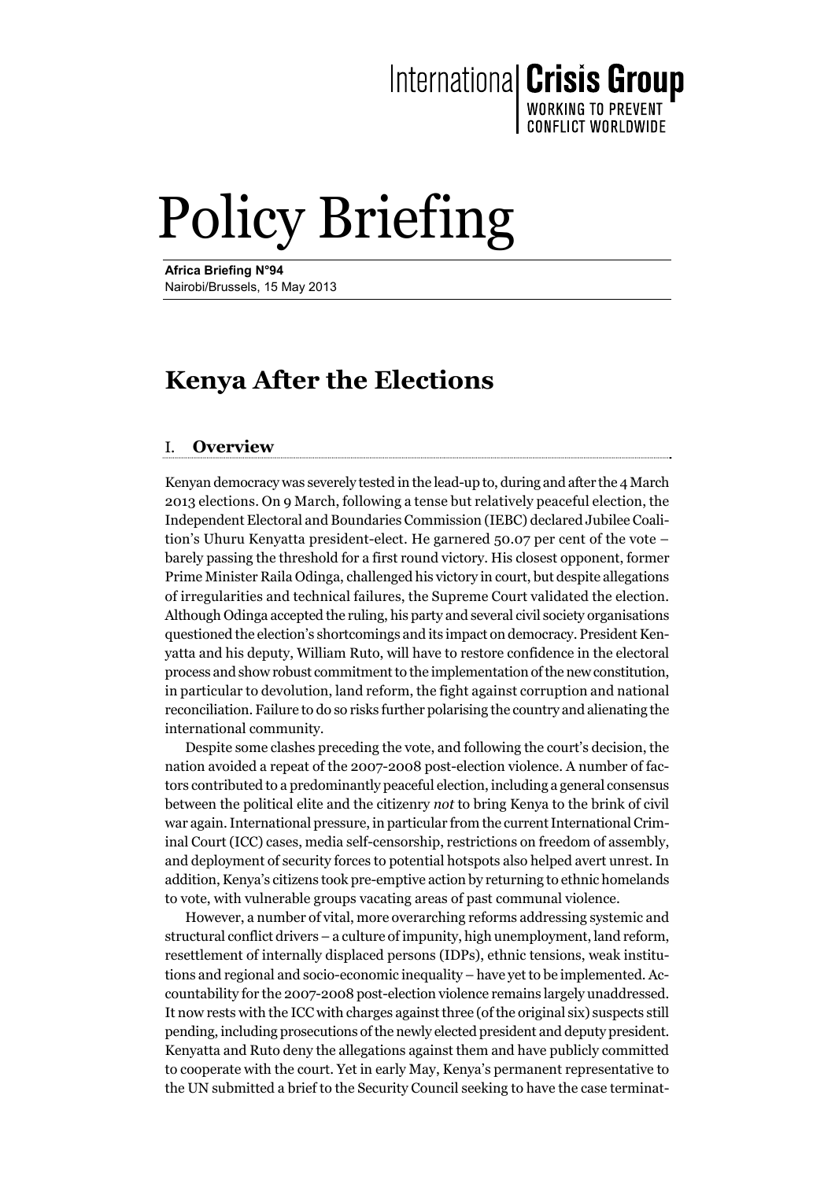International Crisis Group
WORKING TO PREVENT CONFLICT WORLDWIDE

# Policy Briefing

**Africa Briefing N°94**
Nairobi/Brussels, 15 May 2013

## Kenya After the Elections

### I. Overview

Kenyan democracy was severely tested in the lead-up to, during and after the 4 March 2013 elections. On 9 March, following a tense but relatively peaceful election, the Independent Electoral and Boundaries Commission (IEBC) declared Jubilee Coalition's Uhuru Kenyatta president-elect. He garnered 50.07 per cent of the vote – barely passing the threshold for a first round victory. His closest opponent, former Prime Minister Raila Odinga, challenged his victory in court, but despite allegations of irregularities and technical failures, the Supreme Court validated the election. Although Odinga accepted the ruling, his party and several civil society organisations questioned the election's shortcomings and its impact on democracy. President Kenyatta and his deputy, William Ruto, will have to restore confidence in the electoral process and show robust commitment to the implementation of the new constitution, in particular to devolution, land reform, the fight against corruption and national reconciliation. Failure to do so risks further polarising the country and alienating the international community.

Despite some clashes preceding the vote, and following the court's decision, the nation avoided a repeat of the 2007-2008 post-election violence. A number of factors contributed to a predominantly peaceful election, including a general consensus between the political elite and the citizenry *not* to bring Kenya to the brink of civil war again. International pressure, in particular from the current International Criminal Court (ICC) cases, media self-censorship, restrictions on freedom of assembly, and deployment of security forces to potential hotspots also helped avert unrest. In addition, Kenya's citizens took pre-emptive action by returning to ethnic homelands to vote, with vulnerable groups vacating areas of past communal violence.

However, a number of vital, more overarching reforms addressing systemic and structural conflict drivers – a culture of impunity, high unemployment, land reform, resettlement of internally displaced persons (IDPs), ethnic tensions, weak institutions and regional and socio-economic inequality – have yet to be implemented. Accountability for the 2007-2008 post-election violence remains largely unaddressed. It now rests with the ICC with charges against three (of the original six) suspects still pending, including prosecutions of the newly elected president and deputy president. Kenyatta and Ruto deny the allegations against them and have publicly committed to cooperate with the court. Yet in early May, Kenya's permanent representative to the UN submitted a brief to the Security Council seeking to have the case terminat-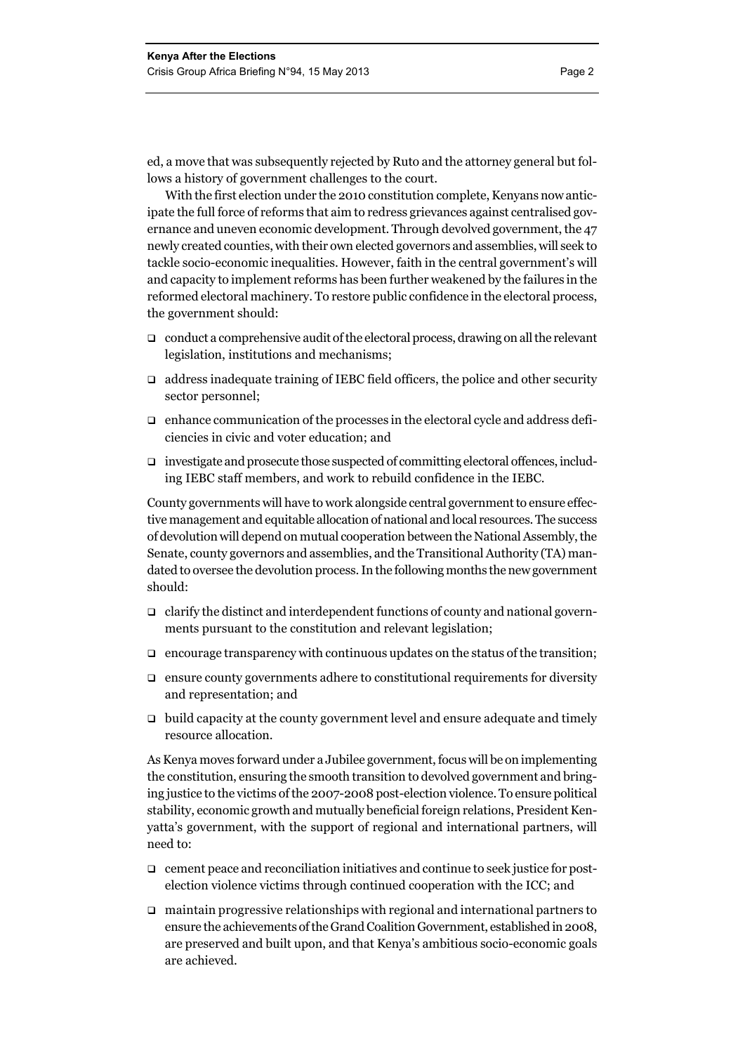ed, a move that was subsequently rejected by Ruto and the attorney general but follows a history of government challenges to the court.

With the first election under the 2010 constitution complete, Kenyans now anticipate the full force of reforms that aim to redress grievances against centralised governance and uneven economic development. Through devolved government, the 47 newly created counties, with their own elected governors and assemblies, will seek to tackle socio-economic inequalities. However, faith in the central government's will and capacity to implement reforms has been further weakened by the failures in the reformed electoral machinery. To restore public confidence in the electoral process, the government should:

- conduct a comprehensive audit of the electoral process, drawing on all the relevant legislation, institutions and mechanisms;
- address inadequate training of IEBC field officers, the police and other security sector personnel;
- enhance communication of the processes in the electoral cycle and address deficiencies in civic and voter education; and
- investigate and prosecute those suspected of committing electoral offences, including IEBC staff members, and work to rebuild confidence in the IEBC.

County governments will have to work alongside central government to ensure effective management and equitable allocation of national and local resources. The success of devolution will depend on mutual cooperation between the National Assembly, the Senate, county governors and assemblies, and the Transitional Authority (TA) mandated to oversee the devolution process. In the following months the new government should:

- clarify the distinct and interdependent functions of county and national governments pursuant to the constitution and relevant legislation;
- encourage transparency with continuous updates on the status of the transition;
- ensure county governments adhere to constitutional requirements for diversity and representation; and
- build capacity at the county government level and ensure adequate and timely resource allocation.

As Kenya moves forward under a Jubilee government, focus will be on implementing the constitution, ensuring the smooth transition to devolved government and bringing justice to the victims of the 2007-2008 post-election violence. To ensure political stability, economic growth and mutually beneficial foreign relations, President Kenyatta's government, with the support of regional and international partners, will need to:

- cement peace and reconciliation initiatives and continue to seek justice for post-election violence victims through continued cooperation with the ICC; and
- maintain progressive relationships with regional and international partners to ensure the achievements of the Grand Coalition Government, established in 2008, are preserved and built upon, and that Kenya's ambitious socio-economic goals are achieved.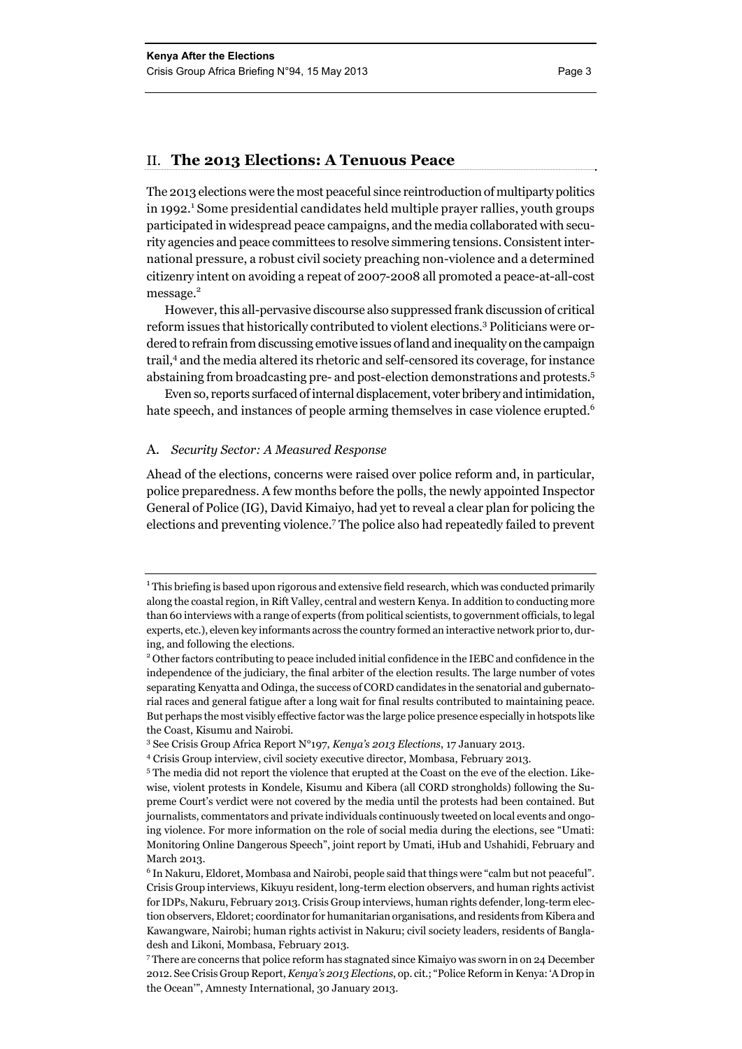## II. **The 2013 Elections: A Tenuous Peace**

The 2013 elections were the most peaceful since reintroduction of multiparty politics in 1992.[1] Some presidential candidates held multiple prayer rallies, youth groups participated in widespread peace campaigns, and the media collaborated with security agencies and peace committees to resolve simmering tensions. Consistent international pressure, a robust civil society preaching non-violence and a determined citizenry intent on avoiding a repeat of 2007-2008 all promoted a peace-at-all-cost message.[2]

However, this all-pervasive discourse also suppressed frank discussion of critical reform issues that historically contributed to violent elections.[3] Politicians were ordered to refrain from discussing emotive issues of land and inequality on the campaign trail,[4] and the media altered its rhetoric and self-censored its coverage, for instance abstaining from broadcasting pre- and post-election demonstrations and protests.[5]

Even so, reports surfaced of internal displacement, voter bribery and intimidation, hate speech, and instances of people arming themselves in case violence erupted.[6]

### A. *Security Sector: A Measured Response*

Ahead of the elections, concerns were raised over police reform and, in particular, police preparedness. A few months before the polls, the newly appointed Inspector General of Police (IG), David Kimaiyo, had yet to reveal a clear plan for policing the elections and preventing violence.[7] The police also had repeatedly failed to prevent

---

[1] This briefing is based upon rigorous and extensive field research, which was conducted primarily along the coastal region, in Rift Valley, central and western Kenya. In addition to conducting more than 60 interviews with a range of experts (from political scientists, to government officials, to legal experts, etc.), eleven key informants across the country formed an interactive network prior to, during, and following the elections.

[2] Other factors contributing to peace included initial confidence in the IEBC and confidence in the independence of the judiciary, the final arbiter of the election results. The large number of votes separating Kenyatta and Odinga, the success of CORD candidates in the senatorial and gubernatorial races and general fatigue after a long wait for final results contributed to maintaining peace. But perhaps the most visibly effective factor was the large police presence especially in hotspots like the Coast, Kisumu and Nairobi.

[3] See Crisis Group Africa Report N°197, *Kenya's 2013 Elections*, 17 January 2013.

[4] Crisis Group interview, civil society executive director, Mombasa, February 2013.

[5] The media did not report the violence that erupted at the Coast on the eve of the election. Likewise, violent protests in Kondele, Kisumu and Kibera (all CORD strongholds) following the Supreme Court's verdict were not covered by the media until the protests had been contained. But journalists, commentators and private individuals continuously tweeted on local events and ongoing violence. For more information on the role of social media during the elections, see "Umati: Monitoring Online Dangerous Speech", joint report by Umati, iHub and Ushahidi, February and March 2013.

[6] In Nakuru, Eldoret, Mombasa and Nairobi, people said that things were "calm but not peaceful". Crisis Group interviews, Kikuyu resident, long-term election observers, and human rights activist for IDPs, Nakuru, February 2013. Crisis Group interviews, human rights defender, long-term election observers, Eldoret; coordinator for humanitarian organisations, and residents from Kibera and Kawangware, Nairobi; human rights activist in Nakuru; civil society leaders, residents of Bangladesh and Likoni, Mombasa, February 2013.

[7] There are concerns that police reform has stagnated since Kimaiyo was sworn in on 24 December 2012. See Crisis Group Report, *Kenya's 2013 Elections*, op. cit.; "Police Reform in Kenya: 'A Drop in the Ocean'", Amnesty International, 30 January 2013.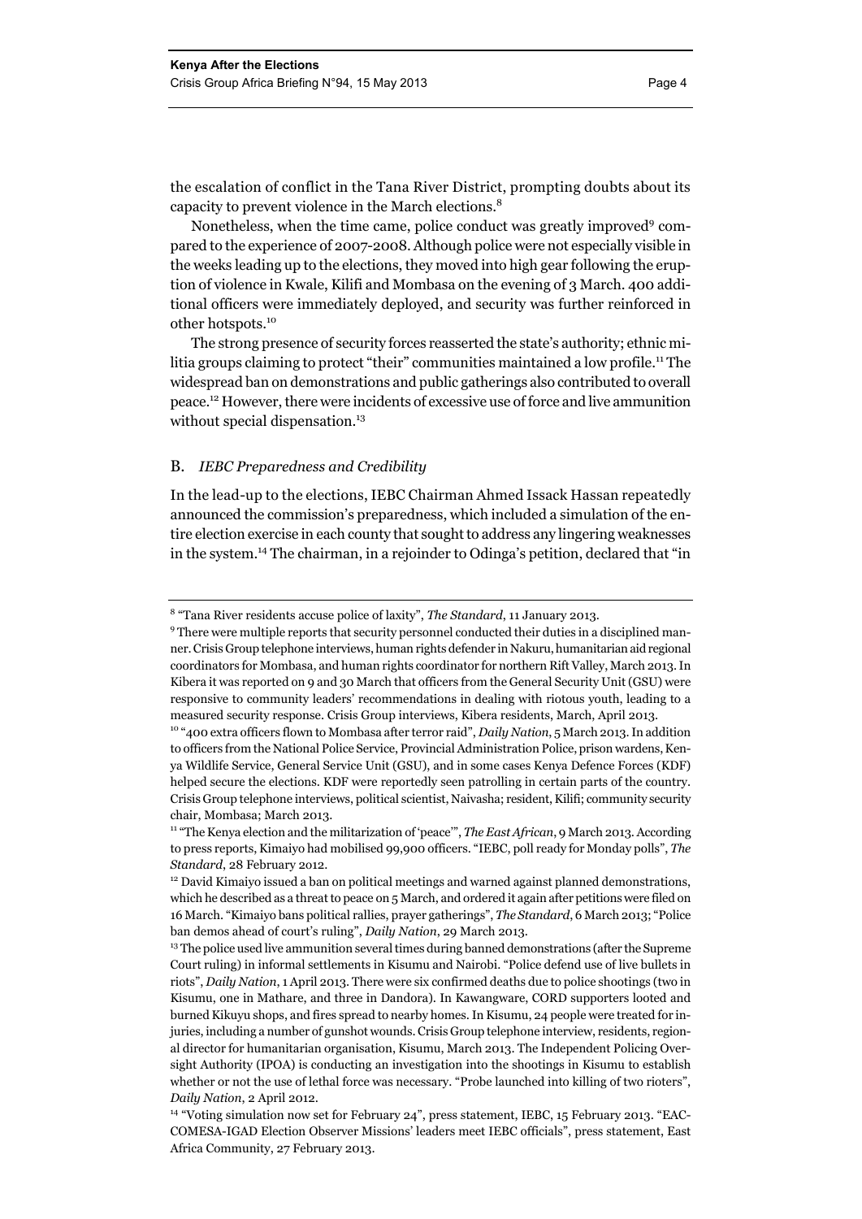the escalation of conflict in the Tana River District, prompting doubts about its capacity to prevent violence in the March elections.[8]

Nonetheless, when the time came, police conduct was greatly improved[9] compared to the experience of 2007-2008. Although police were not especially visible in the weeks leading up to the elections, they moved into high gear following the eruption of violence in Kwale, Kilifi and Mombasa on the evening of 3 March. 400 additional officers were immediately deployed, and security was further reinforced in other hotspots.[10]

The strong presence of security forces reasserted the state's authority; ethnic militia groups claiming to protect "their" communities maintained a low profile.[11] The widespread ban on demonstrations and public gatherings also contributed to overall peace.[12] However, there were incidents of excessive use of force and live ammunition without special dispensation.[13]

### B. *IEBC Preparedness and Credibility*

In the lead-up to the elections, IEBC Chairman Ahmed Issack Hassan repeatedly announced the commission's preparedness, which included a simulation of the entire election exercise in each county that sought to address any lingering weaknesses in the system.[14] The chairman, in a rejoinder to Odinga's petition, declared that "in

---

[8] "Tana River residents accuse police of laxity", *The Standard*, 11 January 2013.

[9] There were multiple reports that security personnel conducted their duties in a disciplined manner. Crisis Group telephone interviews, human rights defender in Nakuru, humanitarian aid regional coordinators for Mombasa, and human rights coordinator for northern Rift Valley, March 2013. In Kibera it was reported on 9 and 30 March that officers from the General Security Unit (GSU) were responsive to community leaders' recommendations in dealing with riotous youth, leading to a measured security response. Crisis Group interviews, Kibera residents, March, April 2013.

[10] "400 extra officers flown to Mombasa after terror raid", *Daily Nation*, 5 March 2013. In addition to officers from the National Police Service, Provincial Administration Police, prison wardens, Kenya Wildlife Service, General Service Unit (GSU), and in some cases Kenya Defence Forces (KDF) helped secure the elections. KDF were reportedly seen patrolling in certain parts of the country. Crisis Group telephone interviews, political scientist, Naivasha; resident, Kilifi; community security chair, Mombasa; March 2013.

[11] "The Kenya election and the militarization of 'peace'", *The East African*, 9 March 2013. According to press reports, Kimaiyo had mobilised 99,900 officers. "IEBC, poll ready for Monday polls", *The Standard*, 28 February 2012.

[12] David Kimaiyo issued a ban on political meetings and warned against planned demonstrations, which he described as a threat to peace on 5 March, and ordered it again after petitions were filed on 16 March. "Kimaiyo bans political rallies, prayer gatherings", *The Standard*, 6 March 2013; "Police ban demos ahead of court's ruling", *Daily Nation*, 29 March 2013.

[13] The police used live ammunition several times during banned demonstrations (after the Supreme Court ruling) in informal settlements in Kisumu and Nairobi. "Police defend use of live bullets in riots", *Daily Nation*, 1 April 2013. There were six confirmed deaths due to police shootings (two in Kisumu, one in Mathare, and three in Dandora). In Kawangware, CORD supporters looted and burned Kikuyu shops, and fires spread to nearby homes. In Kisumu, 24 people were treated for injuries, including a number of gunshot wounds. Crisis Group telephone interview, residents, regional director for humanitarian organisation, Kisumu, March 2013. The Independent Policing Oversight Authority (IPOA) is conducting an investigation into the shootings in Kisumu to establish whether or not the use of lethal force was necessary. "Probe launched into killing of two rioters", *Daily Nation*, 2 April 2012.

[14] "Voting simulation now set for February 24", press statement, IEBC, 15 February 2013. "EAC-COMESA-IGAD Election Observer Missions' leaders meet IEBC officials", press statement, East Africa Community, 27 February 2013.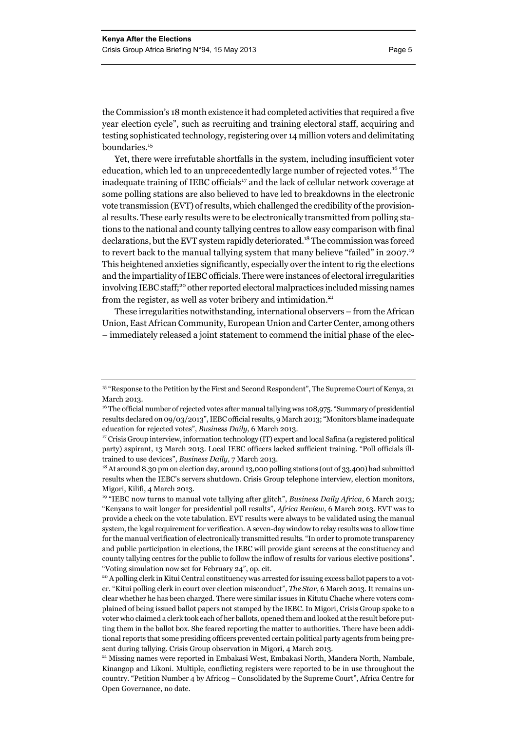the Commission's 18 month existence it had completed activities that required a five year election cycle", such as recruiting and training electoral staff, acquiring and testing sophisticated technology, registering over 14 million voters and delimitating boundaries.[15]

Yet, there were irrefutable shortfalls in the system, including insufficient voter education, which led to an unprecedentedly large number of rejected votes.[16] The inadequate training of IEBC officials[17] and the lack of cellular network coverage at some polling stations are also believed to have led to breakdowns in the electronic vote transmission (EVT) of results, which challenged the credibility of the provisional results. These early results were to be electronically transmitted from polling stations to the national and county tallying centres to allow easy comparison with final declarations, but the EVT system rapidly deteriorated.[18] The commission was forced to revert back to the manual tallying system that many believe "failed" in 2007.[19] This heightened anxieties significantly, especially over the intent to rig the elections and the impartiality of IEBC officials. There were instances of electoral irregularities involving IEBC staff;[20] other reported electoral malpractices included missing names from the register, as well as voter bribery and intimidation.[21]

These irregularities notwithstanding, international observers – from the African Union, East African Community, European Union and Carter Center, among others – immediately released a joint statement to commend the initial phase of the elec-

---

[15] "Response to the Petition by the First and Second Respondent", The Supreme Court of Kenya, 21 March 2013.

[16] The official number of rejected votes after manual tallying was 108,975. "Summary of presidential results declared on 09/03/2013", IEBC official results, 9 March 2013; "Monitors blame inadequate education for rejected votes", *Business Daily*, 6 March 2013.

[17] Crisis Group interview, information technology (IT) expert and local Safina (a registered political party) aspirant, 13 March 2013. Local IEBC officers lacked sufficient training. "Poll officials ill-trained to use devices", *Business Daily*, 7 March 2013.

[18] At around 8.30 pm on election day, around 13,000 polling stations (out of 33,400) had submitted results when the IEBC's servers shutdown. Crisis Group telephone interview, election monitors, Migori, Kilifi, 4 March 2013.

[19] "IEBC now turns to manual vote tallying after glitch", *Business Daily Africa*, 6 March 2013; "Kenyans to wait longer for presidential poll results", *Africa Review*, 6 March 2013. EVT was to provide a check on the vote tabulation. EVT results were always to be validated using the manual system, the legal requirement for verification. A seven-day window to relay results was to allow time for the manual verification of electronically transmitted results. "In order to promote transparency and public participation in elections, the IEBC will provide giant screens at the constituency and county tallying centres for the public to follow the inflow of results for various elective positions". "Voting simulation now set for February 24", op. cit.

[20] A polling clerk in Kitui Central constituency was arrested for issuing excess ballot papers to a voter. "Kitui polling clerk in court over election misconduct", *The Star*, 6 March 2013. It remains unclear whether he has been charged. There were similar issues in Kitutu Chache where voters complained of being issued ballot papers not stamped by the IEBC. In Migori, Crisis Group spoke to a voter who claimed a clerk took each of her ballots, opened them and looked at the result before putting them in the ballot box. She feared reporting the matter to authorities. There have been additional reports that some presiding officers prevented certain political party agents from being present during tallying. Crisis Group observation in Migori, 4 March 2013.

[21] Missing names were reported in Embakasi West, Embakasi North, Mandera North, Nambale, Kinangop and Likoni. Multiple, conflicting registers were reported to be in use throughout the country. "Petition Number 4 by Africog – Consolidated by the Supreme Court", Africa Centre for Open Governance, no date.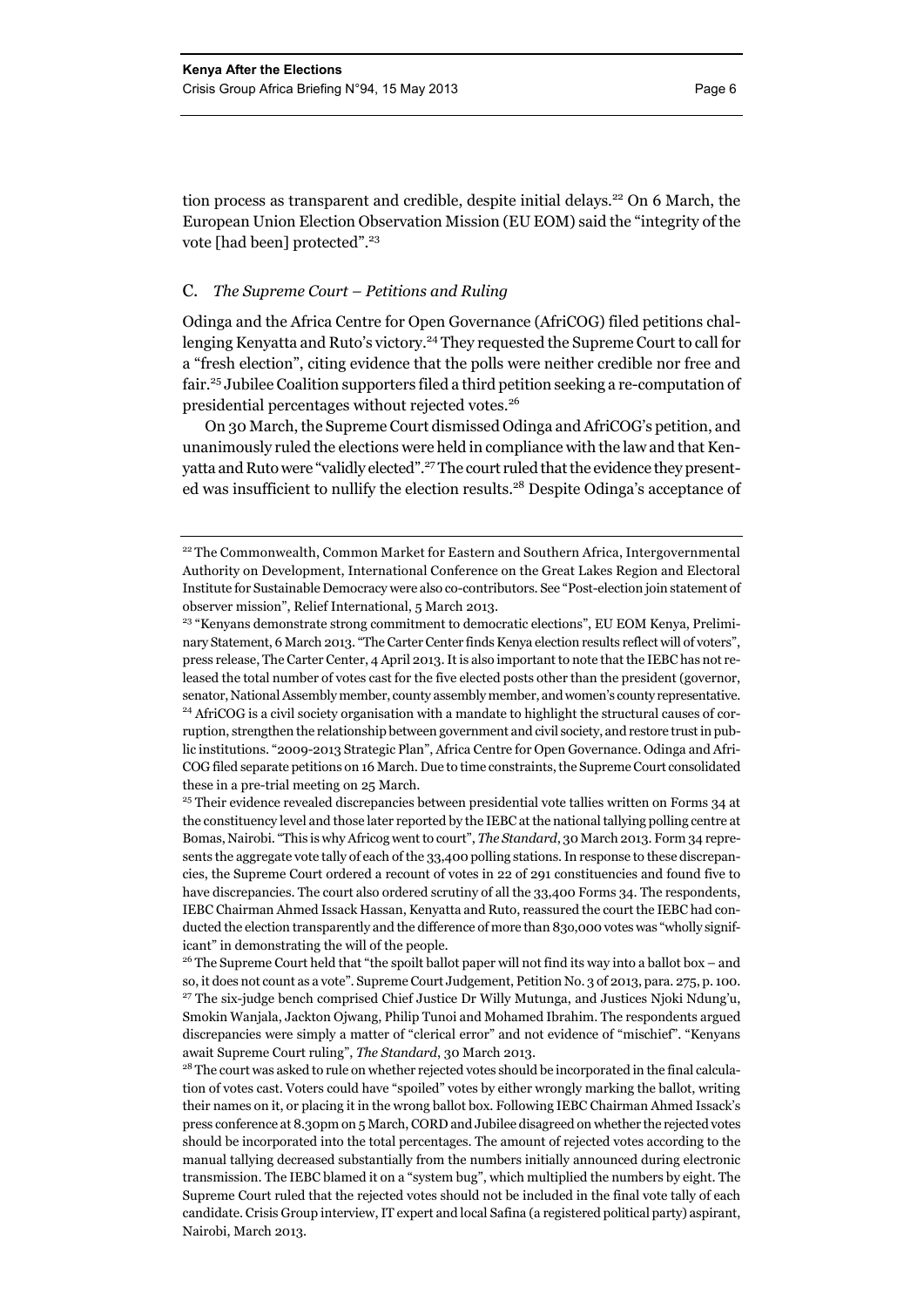tion process as transparent and credible, despite initial delays.[22] On 6 March, the European Union Election Observation Mission (EU EOM) said the "integrity of the vote [had been] protected".[23]

### C. *The Supreme Court – Petitions and Ruling*

Odinga and the Africa Centre for Open Governance (AfriCOG) filed petitions challenging Kenyatta and Ruto's victory.[24] They requested the Supreme Court to call for a "fresh election", citing evidence that the polls were neither credible nor free and fair.[25] Jubilee Coalition supporters filed a third petition seeking a re-computation of presidential percentages without rejected votes.[26]

On 30 March, the Supreme Court dismissed Odinga and AfriCOG's petition, and unanimously ruled the elections were held in compliance with the law and that Kenyatta and Ruto were "validly elected".[27] The court ruled that the evidence they presented was insufficient to nullify the election results.[28] Despite Odinga's acceptance of

---

[22] The Commonwealth, Common Market for Eastern and Southern Africa, Intergovernmental Authority on Development, International Conference on the Great Lakes Region and Electoral Institute for Sustainable Democracy were also co-contributors. See "Post-election join statement of observer mission", Relief International, 5 March 2013.

[23] "Kenyans demonstrate strong commitment to democratic elections", EU EOM Kenya, Preliminary Statement, 6 March 2013. "The Carter Center finds Kenya election results reflect will of voters", press release, The Carter Center, 4 April 2013. It is also important to note that the IEBC has not released the total number of votes cast for the five elected posts other than the president (governor, senator, National Assembly member, county assembly member, and women's county representative.

[24] AfriCOG is a civil society organisation with a mandate to highlight the structural causes of corruption, strengthen the relationship between government and civil society, and restore trust in public institutions. "2009-2013 Strategic Plan", Africa Centre for Open Governance. Odinga and AfriCOG filed separate petitions on 16 March. Due to time constraints, the Supreme Court consolidated these in a pre-trial meeting on 25 March.

[25] Their evidence revealed discrepancies between presidential vote tallies written on Forms 34 at the constituency level and those later reported by the IEBC at the national tallying polling centre at Bomas, Nairobi. "This is why Africog went to court", *The Standard*, 30 March 2013. Form 34 represents the aggregate vote tally of each of the 33,400 polling stations. In response to these discrepancies, the Supreme Court ordered a recount of votes in 22 of 291 constituencies and found five to have discrepancies. The court also ordered scrutiny of all the 33,400 Forms 34. The respondents, IEBC Chairman Ahmed Issack Hassan, Kenyatta and Ruto, reassured the court the IEBC had conducted the election transparently and the difference of more than 830,000 votes was "wholly significant" in demonstrating the will of the people.

[26] The Supreme Court held that "the spoilt ballot paper will not find its way into a ballot box – and so, it does not count as a vote". Supreme Court Judgement, Petition No. 3 of 2013, para. 275, p. 100.

[27] The six-judge bench comprised Chief Justice Dr Willy Mutunga, and Justices Njoki Ndung'u, Smokin Wanjala, Jackton Ojwang, Philip Tunoi and Mohamed Ibrahim. The respondents argued discrepancies were simply a matter of "clerical error" and not evidence of "mischief". "Kenyans await Supreme Court ruling", *The Standard*, 30 March 2013.

[28] The court was asked to rule on whether rejected votes should be incorporated in the final calculation of votes cast. Voters could have "spoiled" votes by either wrongly marking the ballot, writing their names on it, or placing it in the wrong ballot box. Following IEBC Chairman Ahmed Issack's press conference at 8.30pm on 5 March, CORD and Jubilee disagreed on whether the rejected votes should be incorporated into the total percentages. The amount of rejected votes according to the manual tallying decreased substantially from the numbers initially announced during electronic transmission. The IEBC blamed it on a "system bug", which multiplied the numbers by eight. The Supreme Court ruled that the rejected votes should not be included in the final vote tally of each candidate. Crisis Group interview, IT expert and local Safina (a registered political party) aspirant, Nairobi, March 2013.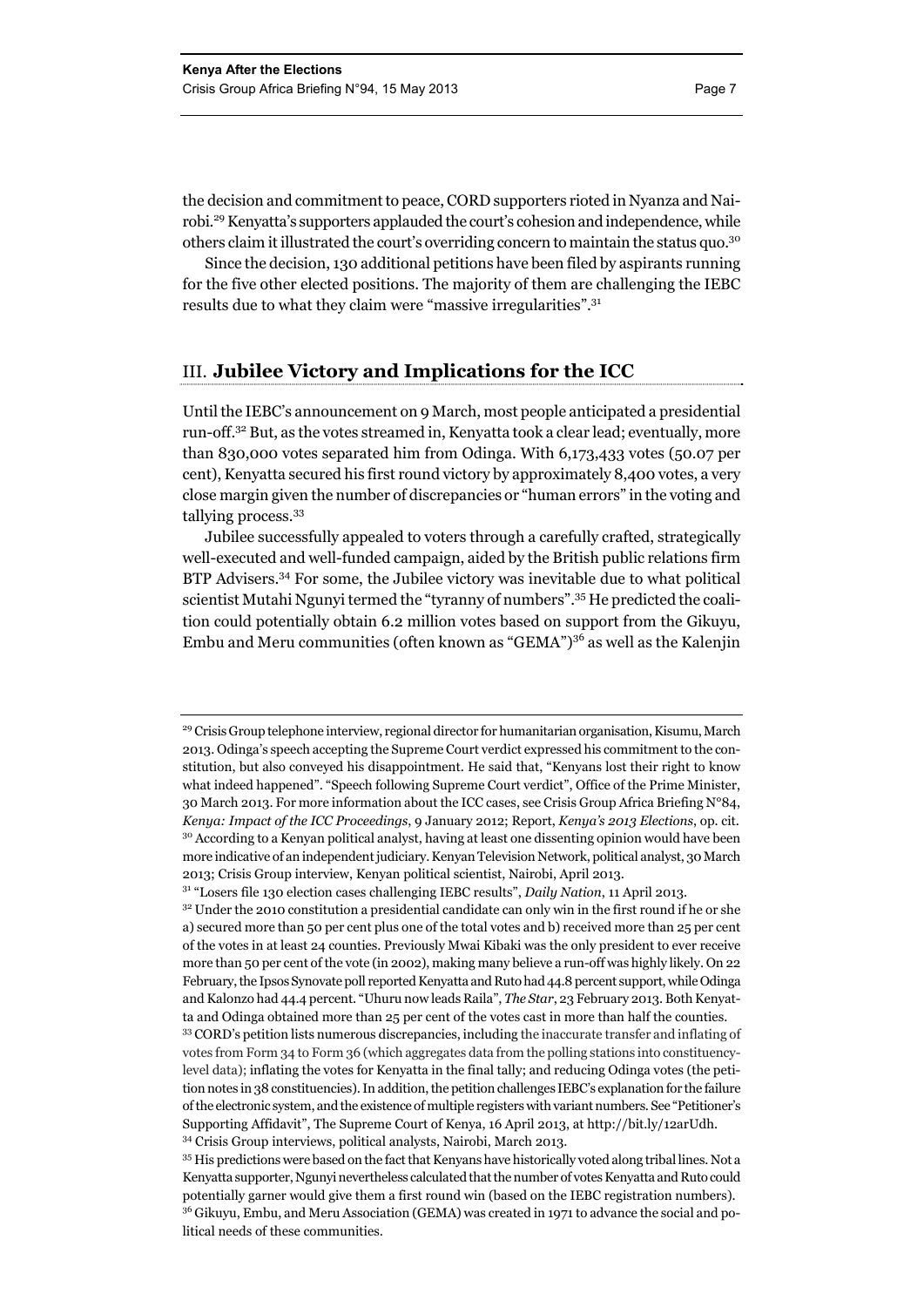the decision and commitment to peace, CORD supporters rioted in Nyanza and Nairobi.[29] Kenyatta's supporters applauded the court's cohesion and independence, while others claim it illustrated the court's overriding concern to maintain the status quo.[30]

Since the decision, 130 additional petitions have been filed by aspirants running for the five other elected positions. The majority of them are challenging the IEBC results due to what they claim were "massive irregularities".[31]

## III. Jubilee Victory and Implications for the ICC

Until the IEBC's announcement on 9 March, most people anticipated a presidential run-off.[32] But, as the votes streamed in, Kenyatta took a clear lead; eventually, more than 830,000 votes separated him from Odinga. With 6,173,433 votes (50.07 per cent), Kenyatta secured his first round victory by approximately 8,400 votes, a very close margin given the number of discrepancies or "human errors" in the voting and tallying process.[33]

Jubilee successfully appealed to voters through a carefully crafted, strategically well-executed and well-funded campaign, aided by the British public relations firm BTP Advisers.[34] For some, the Jubilee victory was inevitable due to what political scientist Mutahi Ngunyi termed the "tyranny of numbers".[35] He predicted the coalition could potentially obtain 6.2 million votes based on support from the Gikuyu, Embu and Meru communities (often known as "GEMA")[36] as well as the Kalenjin

---

[29] Crisis Group telephone interview, regional director for humanitarian organisation, Kisumu, March 2013. Odinga's speech accepting the Supreme Court verdict expressed his commitment to the constitution, but also conveyed his disappointment. He said that, "Kenyans lost their right to know what indeed happened". "Speech following Supreme Court verdict", Office of the Prime Minister, 30 March 2013. For more information about the ICC cases, see Crisis Group Africa Briefing N°84, *Kenya: Impact of the ICC Proceedings*, 9 January 2012; Report, *Kenya's 2013 Elections*, op. cit.

[30] According to a Kenyan political analyst, having at least one dissenting opinion would have been more indicative of an independent judiciary. Kenyan Television Network, political analyst, 30 March 2013; Crisis Group interview, Kenyan political scientist, Nairobi, April 2013.

[31] "Losers file 130 election cases challenging IEBC results", *Daily Nation*, 11 April 2013.

[32] Under the 2010 constitution a presidential candidate can only win in the first round if he or she a) secured more than 50 per cent plus one of the total votes and b) received more than 25 per cent of the votes in at least 24 counties. Previously Mwai Kibaki was the only president to ever receive more than 50 per cent of the vote (in 2002), making many believe a run-off was highly likely. On 22 February, the Ipsos Synovate poll reported Kenyatta and Ruto had 44.8 percent support, while Odinga and Kalonzo had 44.4 percent. "Uhuru now leads Raila", *The Star*, 23 February 2013. Both Kenyatta and Odinga obtained more than 25 per cent of the votes cast in more than half the counties.

[33] CORD's petition lists numerous discrepancies, including the inaccurate transfer and inflating of votes from Form 34 to Form 36 (which aggregates data from the polling stations into constituency-level data); inflating the votes for Kenyatta in the final tally; and reducing Odinga votes (the petition notes in 38 constituencies). In addition, the petition challenges IEBC's explanation for the failure of the electronic system, and the existence of multiple registers with variant numbers. See "Petitioner's Supporting Affidavit", The Supreme Court of Kenya, 16 April 2013, at http://bit.ly/12arUdh.

[34] Crisis Group interviews, political analysts, Nairobi, March 2013.

[35] His predictions were based on the fact that Kenyans have historically voted along tribal lines. Not a Kenyatta supporter, Ngunyi nevertheless calculated that the number of votes Kenyatta and Ruto could potentially garner would give them a first round win (based on the IEBC registration numbers).

[36] Gikuyu, Embu, and Meru Association (GEMA) was created in 1971 to advance the social and political needs of these communities.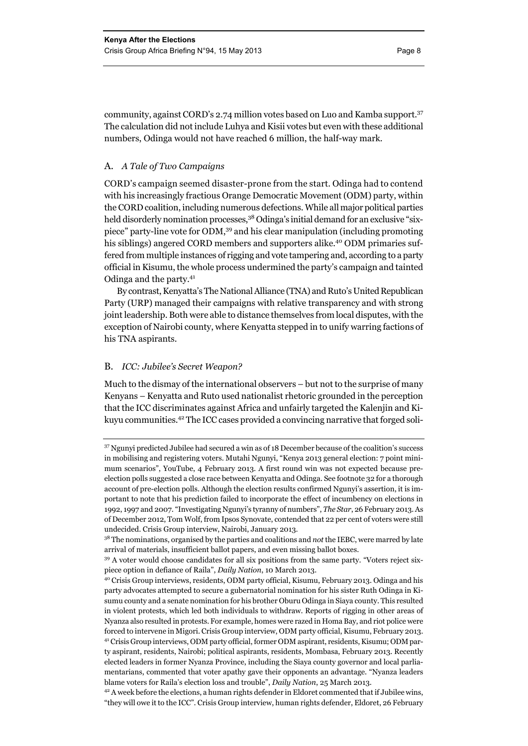community, against CORD's 2.74 million votes based on Luo and Kamba support.[37] The calculation did not include Luhya and Kisii votes but even with these additional numbers, Odinga would not have reached 6 million, the half-way mark.

## A. *A Tale of Two Campaigns*

CORD's campaign seemed disaster-prone from the start. Odinga had to contend with his increasingly fractious Orange Democratic Movement (ODM) party, within the CORD coalition, including numerous defections. While all major political parties held disorderly nomination processes,[38] Odinga's initial demand for an exclusive "six-piece" party-line vote for ODM,[39] and his clear manipulation (including promoting his siblings) angered CORD members and supporters alike.[40] ODM primaries suffered from multiple instances of rigging and vote tampering and, according to a party official in Kisumu, the whole process undermined the party's campaign and tainted Odinga and the party.[41]

By contrast, Kenyatta's The National Alliance (TNA) and Ruto's United Republican Party (URP) managed their campaigns with relative transparency and with strong joint leadership. Both were able to distance themselves from local disputes, with the exception of Nairobi county, where Kenyatta stepped in to unify warring factions of his TNA aspirants.

## B. *ICC: Jubilee's Secret Weapon?*

Much to the dismay of the international observers – but not to the surprise of many Kenyans – Kenyatta and Ruto used nationalist rhetoric grounded in the perception that the ICC discriminates against Africa and unfairly targeted the Kalenjin and Kikuyu communities.[42] The ICC cases provided a convincing narrative that forged soli-

---

[37] Ngunyi predicted Jubilee had secured a win as of 18 December because of the coalition's success in mobilising and registering voters. Mutahi Ngunyi, "Kenya 2013 general election: 7 point minimum scenarios", YouTube, 4 February 2013. A first round win was not expected because pre-election polls suggested a close race between Kenyatta and Odinga. See footnote 32 for a thorough account of pre-election polls. Although the election results confirmed Ngunyi's assertion, it is important to note that his prediction failed to incorporate the effect of incumbency on elections in 1992, 1997 and 2007. "Investigating Ngunyi's tyranny of numbers", *The Star*, 26 February 2013. As of December 2012, Tom Wolf, from Ipsos Synovate, contended that 22 per cent of voters were still undecided. Crisis Group interview, Nairobi, January 2013.

[38] The nominations, organised by the parties and coalitions and *not* the IEBC, were marred by late arrival of materials, insufficient ballot papers, and even missing ballot boxes.

[39] A voter would choose candidates for all six positions from the same party. "Voters reject six-piece option in defiance of Raila", *Daily Nation*, 10 March 2013.

[40] Crisis Group interviews, residents, ODM party official, Kisumu, February 2013. Odinga and his party advocates attempted to secure a gubernatorial nomination for his sister Ruth Odinga in Kisumu county and a senate nomination for his brother Oburu Odinga in Siaya county. This resulted in violent protests, which led both individuals to withdraw. Reports of rigging in other areas of Nyanza also resulted in protests. For example, homes were razed in Homa Bay, and riot police were forced to intervene in Migori. Crisis Group interview, ODM party official, Kisumu, February 2013.

[41] Crisis Group interviews, ODM party official, former ODM aspirant, residents, Kisumu; ODM party aspirant, residents, Nairobi; political aspirants, residents, Mombasa, February 2013. Recently elected leaders in former Nyanza Province, including the Siaya county governor and local parliamentarians, commented that voter apathy gave their opponents an advantage. "Nyanza leaders blame voters for Raila's election loss and trouble", *Daily Nation*, 25 March 2013.

[42] A week before the elections, a human rights defender in Eldoret commented that if Jubilee wins, "they will owe it to the ICC". Crisis Group interview, human rights defender, Eldoret, 26 February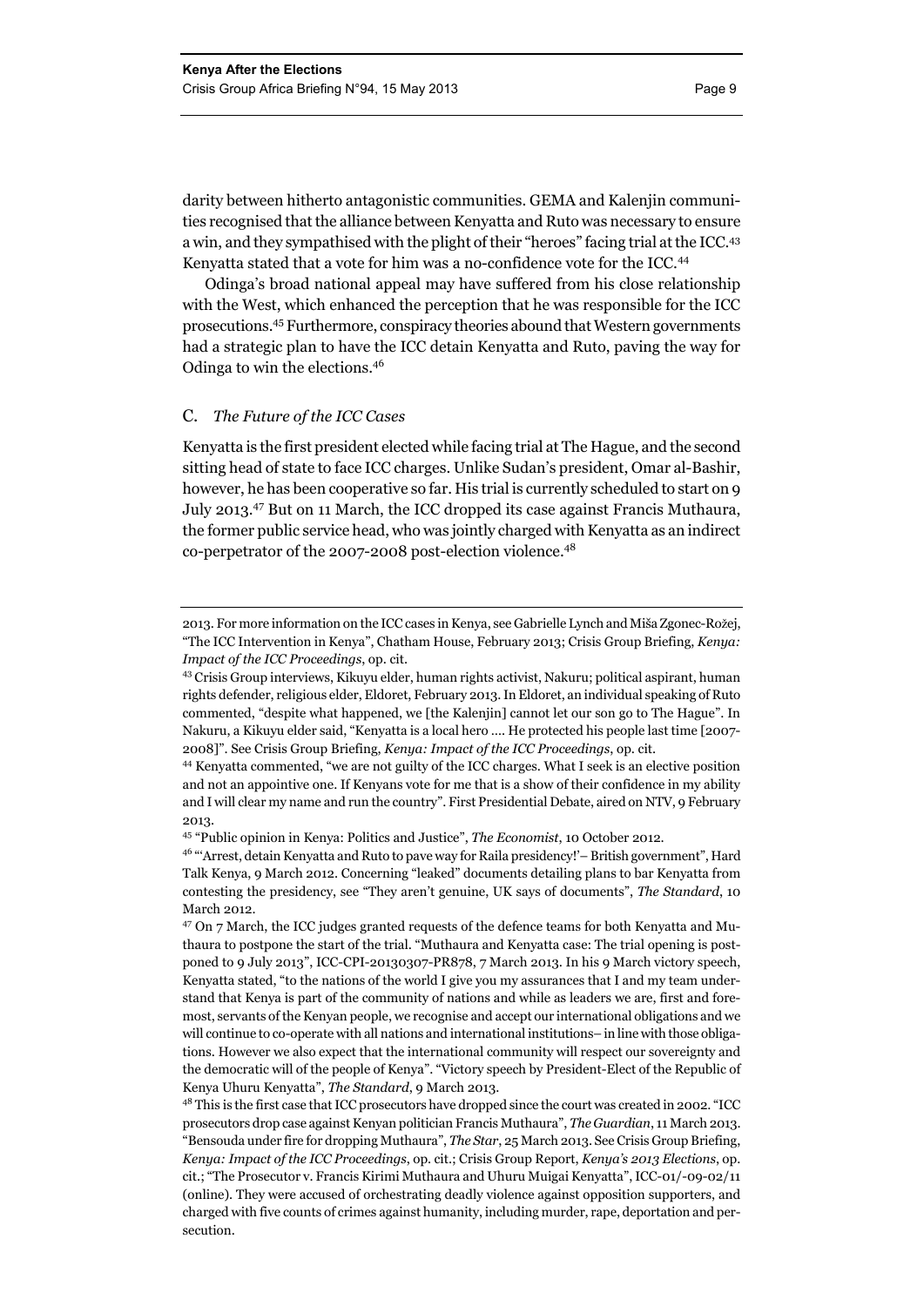darity between hitherto antagonistic communities. GEMA and Kalenjin communities recognised that the alliance between Kenyatta and Ruto was necessary to ensure a win, and they sympathised with the plight of their "heroes" facing trial at the ICC.[43] Kenyatta stated that a vote for him was a no-confidence vote for the ICC.[44]

Odinga's broad national appeal may have suffered from his close relationship with the West, which enhanced the perception that he was responsible for the ICC prosecutions.[45] Furthermore, conspiracy theories abound that Western governments had a strategic plan to have the ICC detain Kenyatta and Ruto, paving the way for Odinga to win the elections.[46]

### C. *The Future of the ICC Cases*

Kenyatta is the first president elected while facing trial at The Hague, and the second sitting head of state to face ICC charges. Unlike Sudan's president, Omar al-Bashir, however, he has been cooperative so far. His trial is currently scheduled to start on 9 July 2013.[47] But on 11 March, the ICC dropped its case against Francis Muthaura, the former public service head, who was jointly charged with Kenyatta as an indirect co-perpetrator of the 2007-2008 post-election violence.[48]

---

2013. For more information on the ICC cases in Kenya, see Gabrielle Lynch and Miša Zgonec-Rožej, "The ICC Intervention in Kenya", Chatham House, February 2013; Crisis Group Briefing, *Kenya: Impact of the ICC Proceedings*, op. cit.

[43] Crisis Group interviews, Kikuyu elder, human rights activist, Nakuru; political aspirant, human rights defender, religious elder, Eldoret, February 2013. In Eldoret, an individual speaking of Ruto commented, "despite what happened, we [the Kalenjin] cannot let our son go to The Hague". In Nakuru, a Kikuyu elder said, "Kenyatta is a local hero …. He protected his people last time [2007-2008]". See Crisis Group Briefing, *Kenya: Impact of the ICC Proceedings*, op. cit.

[44] Kenyatta commented, "we are not guilty of the ICC charges. What I seek is an elective position and not an appointive one. If Kenyans vote for me that is a show of their confidence in my ability and I will clear my name and run the country". First Presidential Debate, aired on NTV, 9 February 2013.

[45] "Public opinion in Kenya: Politics and Justice", *The Economist*, 10 October 2012.

[46] "'Arrest, detain Kenyatta and Ruto to pave way for Raila presidency!'– British government", Hard Talk Kenya, 9 March 2012. Concerning "leaked" documents detailing plans to bar Kenyatta from contesting the presidency, see "They aren't genuine, UK says of documents", *The Standard*, 10 March 2012.

[47] On 7 March, the ICC judges granted requests of the defence teams for both Kenyatta and Muthaura to postpone the start of the trial. "Muthaura and Kenyatta case: The trial opening is postponed to 9 July 2013", ICC-CPI-20130307-PR878, 7 March 2013. In his 9 March victory speech, Kenyatta stated, "to the nations of the world I give you my assurances that I and my team understand that Kenya is part of the community of nations and while as leaders we are, first and foremost, servants of the Kenyan people, we recognise and accept our international obligations and we will continue to co-operate with all nations and international institutions– in line with those obligations. However we also expect that the international community will respect our sovereignty and the democratic will of the people of Kenya". "Victory speech by President-Elect of the Republic of Kenya Uhuru Kenyatta", *The Standard*, 9 March 2013.

[48] This is the first case that ICC prosecutors have dropped since the court was created in 2002. "ICC prosecutors drop case against Kenyan politician Francis Muthaura", *The Guardian*, 11 March 2013. "Bensouda under fire for dropping Muthaura", *The Star*, 25 March 2013. See Crisis Group Briefing, *Kenya: Impact of the ICC Proceedings*, op. cit.; Crisis Group Report, *Kenya's 2013 Elections*, op. cit.; "The Prosecutor v. Francis Kirimi Muthaura and Uhuru Muigai Kenyatta", ICC-01/-09-02/11 (online). They were accused of orchestrating deadly violence against opposition supporters, and charged with five counts of crimes against humanity, including murder, rape, deportation and persecution.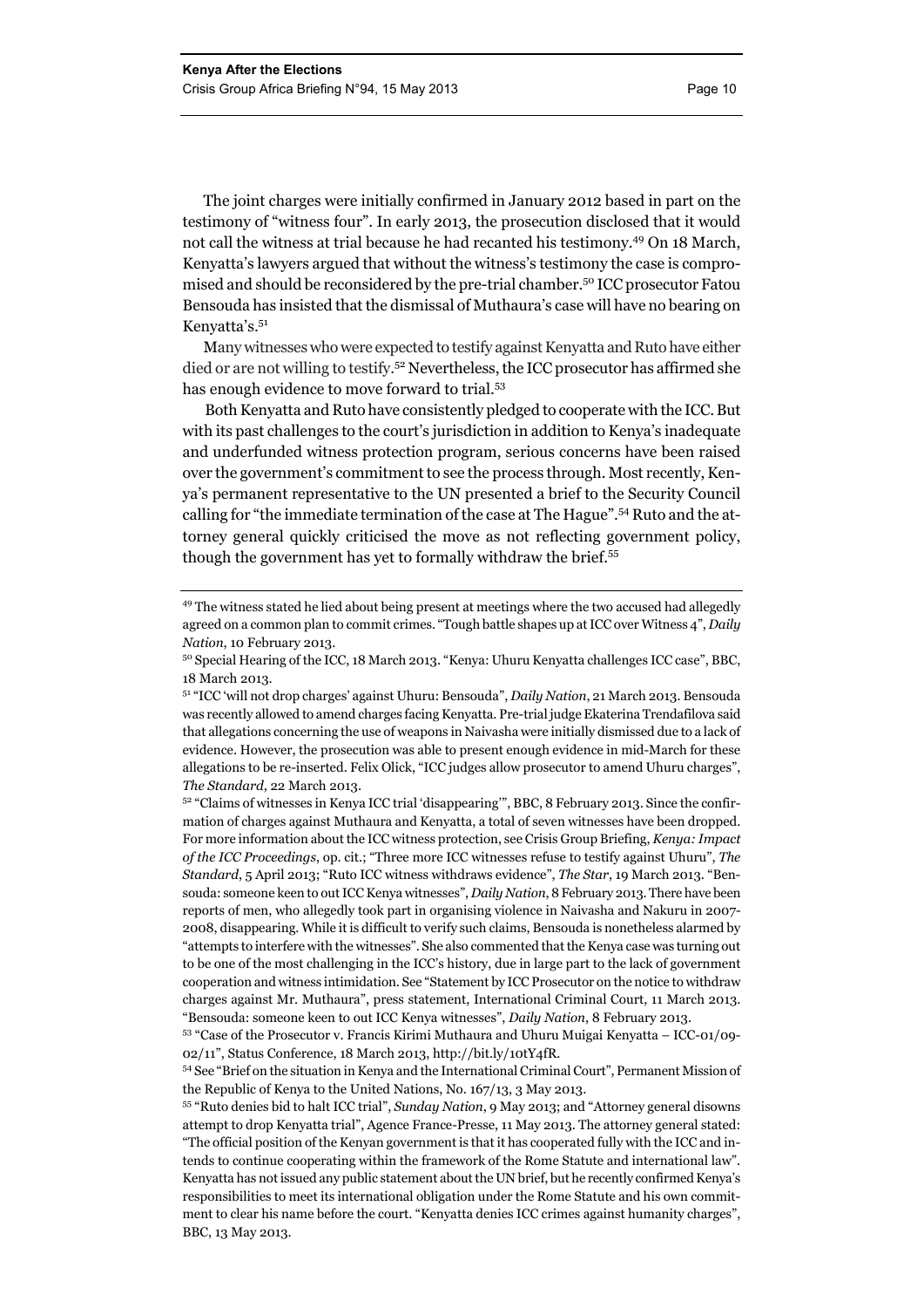The joint charges were initially confirmed in January 2012 based in part on the testimony of "witness four". In early 2013, the prosecution disclosed that it would not call the witness at trial because he had recanted his testimony.[49] On 18 March, Kenyatta's lawyers argued that without the witness's testimony the case is compromised and should be reconsidered by the pre-trial chamber.[50] ICC prosecutor Fatou Bensouda has insisted that the dismissal of Muthaura's case will have no bearing on Kenyatta's.[51]

Many witnesses who were expected to testify against Kenyatta and Ruto have either died or are not willing to testify.[52] Nevertheless, the ICC prosecutor has affirmed she has enough evidence to move forward to trial.[53]

Both Kenyatta and Ruto have consistently pledged to cooperate with the ICC. But with its past challenges to the court's jurisdiction in addition to Kenya's inadequate and underfunded witness protection program, serious concerns have been raised over the government's commitment to see the process through. Most recently, Kenya's permanent representative to the UN presented a brief to the Security Council calling for "the immediate termination of the case at The Hague".[54] Ruto and the attorney general quickly criticised the move as not reflecting government policy, though the government has yet to formally withdraw the brief.[55]

---

[49] The witness stated he lied about being present at meetings where the two accused had allegedly agreed on a common plan to commit crimes. "Tough battle shapes up at ICC over Witness 4", *Daily Nation*, 10 February 2013.

[50] Special Hearing of the ICC, 18 March 2013. "Kenya: Uhuru Kenyatta challenges ICC case", BBC, 18 March 2013.

[51] "ICC 'will not drop charges' against Uhuru: Bensouda", *Daily Nation*, 21 March 2013. Bensouda was recently allowed to amend charges facing Kenyatta. Pre-trial judge Ekaterina Trendafilova said that allegations concerning the use of weapons in Naivasha were initially dismissed due to a lack of evidence. However, the prosecution was able to present enough evidence in mid-March for these allegations to be re-inserted. Felix Olick, "ICC judges allow prosecutor to amend Uhuru charges", *The Standard*, 22 March 2013.

[52] "Claims of witnesses in Kenya ICC trial 'disappearing'", BBC, 8 February 2013. Since the confirmation of charges against Muthaura and Kenyatta, a total of seven witnesses have been dropped. For more information about the ICC witness protection, see Crisis Group Briefing, *Kenya: Impact of the ICC Proceedings*, op. cit.; "Three more ICC witnesses refuse to testify against Uhuru", *The Standard*, 5 April 2013; "Ruto ICC witness withdraws evidence", *The Star*, 19 March 2013. "Bensouda: someone keen to out ICC Kenya witnesses", *Daily Nation*, 8 February 2013. There have been reports of men, who allegedly took part in organising violence in Naivasha and Nakuru in 2007-2008, disappearing. While it is difficult to verify such claims, Bensouda is nonetheless alarmed by "attempts to interfere with the witnesses". She also commented that the Kenya case was turning out to be one of the most challenging in the ICC's history, due in large part to the lack of government cooperation and witness intimidation. See "Statement by ICC Prosecutor on the notice to withdraw charges against Mr. Muthaura", press statement, International Criminal Court, 11 March 2013. "Bensouda: someone keen to out ICC Kenya witnesses", *Daily Nation*, 8 February 2013.

[53] "Case of the Prosecutor v. Francis Kirimi Muthaura and Uhuru Muigai Kenyatta – ICC-01/09-02/11", Status Conference, 18 March 2013, http://bit.ly/10tY4fR.

[54] See "Brief on the situation in Kenya and the International Criminal Court", Permanent Mission of the Republic of Kenya to the United Nations, No. 167/13, 3 May 2013.

[55] "Ruto denies bid to halt ICC trial", *Sunday Nation*, 9 May 2013; and "Attorney general disowns attempt to drop Kenyatta trial", Agence France-Presse, 11 May 2013. The attorney general stated: "The official position of the Kenyan government is that it has cooperated fully with the ICC and intends to continue cooperating within the framework of the Rome Statute and international law". Kenyatta has not issued any public statement about the UN brief, but he recently confirmed Kenya's responsibilities to meet its international obligation under the Rome Statute and his own commitment to clear his name before the court. "Kenyatta denies ICC crimes against humanity charges", BBC, 13 May 2013.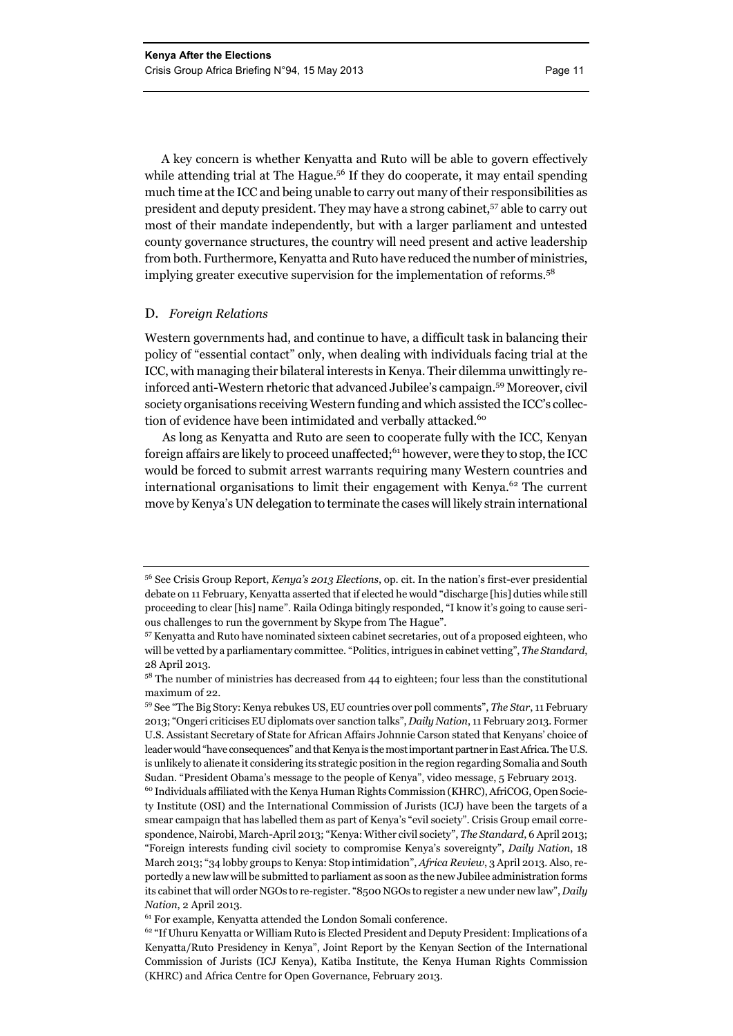A key concern is whether Kenyatta and Ruto will be able to govern effectively while attending trial at The Hague.[56] If they do cooperate, it may entail spending much time at the ICC and being unable to carry out many of their responsibilities as president and deputy president. They may have a strong cabinet,[57] able to carry out most of their mandate independently, but with a larger parliament and untested county governance structures, the country will need present and active leadership from both. Furthermore, Kenyatta and Ruto have reduced the number of ministries, implying greater executive supervision for the implementation of reforms.[58]

### D. *Foreign Relations*

Western governments had, and continue to have, a difficult task in balancing their policy of "essential contact" only, when dealing with individuals facing trial at the ICC, with managing their bilateral interests in Kenya. Their dilemma unwittingly reinforced anti-Western rhetoric that advanced Jubilee's campaign.[59] Moreover, civil society organisations receiving Western funding and which assisted the ICC's collection of evidence have been intimidated and verbally attacked.[60]

As long as Kenyatta and Ruto are seen to cooperate fully with the ICC, Kenyan foreign affairs are likely to proceed unaffected;[61] however, were they to stop, the ICC would be forced to submit arrest warrants requiring many Western countries and international organisations to limit their engagement with Kenya.[62] The current move by Kenya's UN delegation to terminate the cases will likely strain international

---

[56] See Crisis Group Report, *Kenya's 2013 Elections*, op. cit. In the nation's first-ever presidential debate on 11 February, Kenyatta asserted that if elected he would "discharge [his] duties while still proceeding to clear [his] name". Raila Odinga bitingly responded, "I know it's going to cause serious challenges to run the government by Skype from The Hague".

[57] Kenyatta and Ruto have nominated sixteen cabinet secretaries, out of a proposed eighteen, who will be vetted by a parliamentary committee. "Politics, intrigues in cabinet vetting", *The Standard*, 28 April 2013.

[58] The number of ministries has decreased from 44 to eighteen; four less than the constitutional maximum of 22.

[59] See "The Big Story: Kenya rebukes US, EU countries over poll comments", *The Star*, 11 February 2013; "Ongeri criticises EU diplomats over sanction talks", *Daily Nation*, 11 February 2013. Former U.S. Assistant Secretary of State for African Affairs Johnnie Carson stated that Kenyans' choice of leader would "have consequences" and that Kenya is the most important partner in East Africa. The U.S. is unlikely to alienate it considering its strategic position in the region regarding Somalia and South Sudan. "President Obama's message to the people of Kenya", video message, 5 February 2013.

[60] Individuals affiliated with the Kenya Human Rights Commission (KHRC), AfriCOG, Open Society Institute (OSI) and the International Commission of Jurists (ICJ) have been the targets of a smear campaign that has labelled them as part of Kenya's "evil society". Crisis Group email correspondence, Nairobi, March-April 2013; "Kenya: Wither civil society", *The Standard*, 6 April 2013; "Foreign interests funding civil society to compromise Kenya's sovereignty", *Daily Nation*, 18 March 2013; "34 lobby groups to Kenya: Stop intimidation", *Africa Review*, 3 April 2013. Also, reportedly a new law will be submitted to parliament as soon as the new Jubilee administration forms its cabinet that will order NGOs to re-register. "8500 NGOs to register a new under new law", *Daily Nation*, 2 April 2013.

[61] For example, Kenyatta attended the London Somali conference.

[62] "If Uhuru Kenyatta or William Ruto is Elected President and Deputy President: Implications of a Kenyatta/Ruto Presidency in Kenya", Joint Report by the Kenyan Section of the International Commission of Jurists (ICJ Kenya), Katiba Institute, the Kenya Human Rights Commission (KHRC) and Africa Centre for Open Governance, February 2013.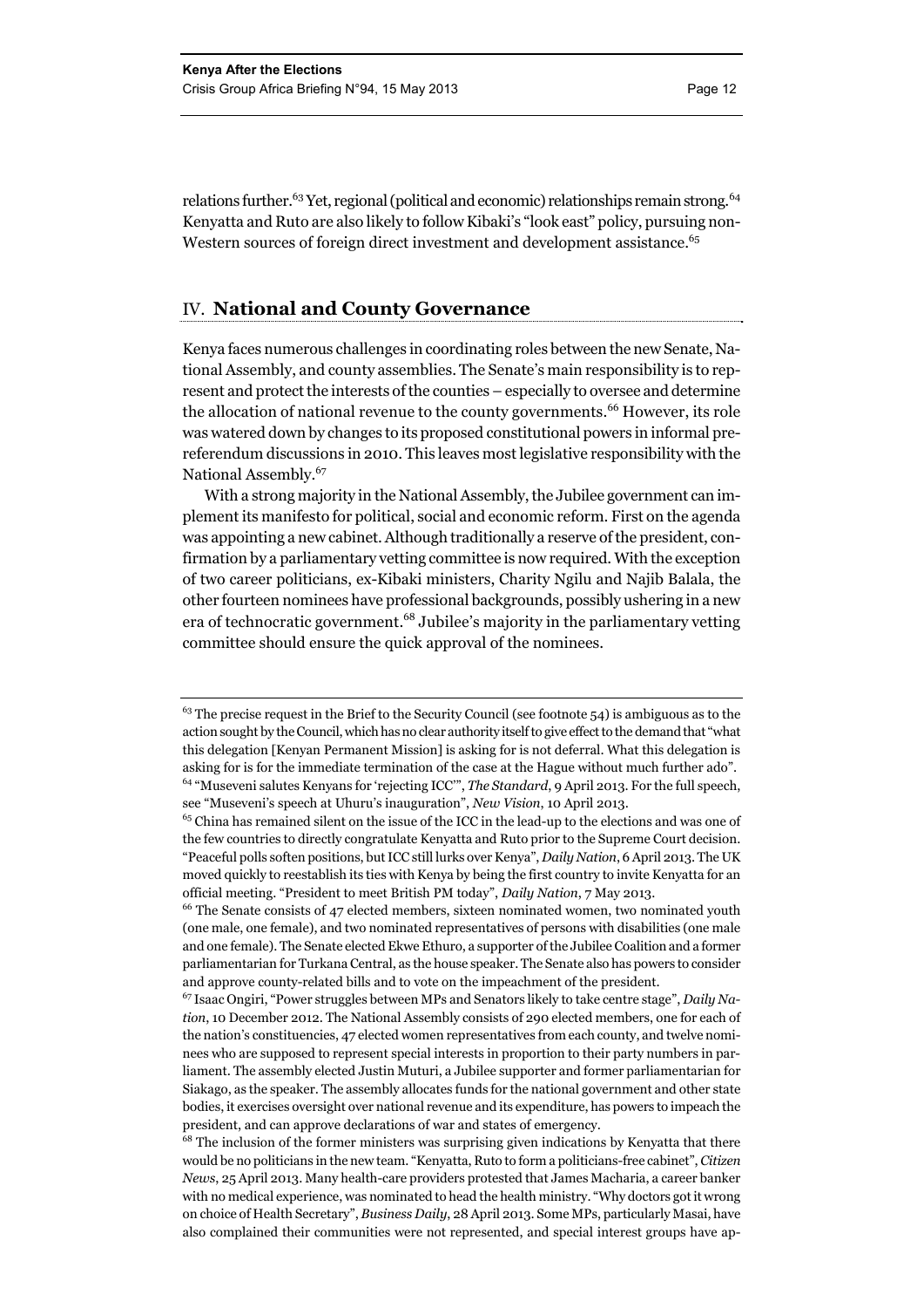relations further.[63] Yet, regional (political and economic) relationships remain strong.[64] Kenyatta and Ruto are also likely to follow Kibaki's "look east" policy, pursuing non-Western sources of foreign direct investment and development assistance.[65]

## IV. National and County Governance

Kenya faces numerous challenges in coordinating roles between the new Senate, National Assembly, and county assemblies. The Senate's main responsibility is to represent and protect the interests of the counties – especially to oversee and determine the allocation of national revenue to the county governments.[66] However, its role was watered down by changes to its proposed constitutional powers in informal pre-referendum discussions in 2010. This leaves most legislative responsibility with the National Assembly.[67]

With a strong majority in the National Assembly, the Jubilee government can implement its manifesto for political, social and economic reform. First on the agenda was appointing a new cabinet. Although traditionally a reserve of the president, confirmation by a parliamentary vetting committee is now required. With the exception of two career politicians, ex-Kibaki ministers, Charity Ngilu and Najib Balala, the other fourteen nominees have professional backgrounds, possibly ushering in a new era of technocratic government.[68] Jubilee's majority in the parliamentary vetting committee should ensure the quick approval of the nominees.

---

[63] The precise request in the Brief to the Security Council (see footnote 54) is ambiguous as to the action sought by the Council, which has no clear authority itself to give effect to the demand that "what this delegation [Kenyan Permanent Mission] is asking for is not deferral. What this delegation is asking for is for the immediate termination of the case at the Hague without much further ado".

[64] "Museveni salutes Kenyans for 'rejecting ICC'", *The Standard*, 9 April 2013. For the full speech, see "Museveni's speech at Uhuru's inauguration", *New Vision*, 10 April 2013.

[65] China has remained silent on the issue of the ICC in the lead-up to the elections and was one of the few countries to directly congratulate Kenyatta and Ruto prior to the Supreme Court decision. "Peaceful polls soften positions, but ICC still lurks over Kenya", *Daily Nation*, 6 April 2013. The UK moved quickly to reestablish its ties with Kenya by being the first country to invite Kenyatta for an official meeting. "President to meet British PM today", *Daily Nation*, 7 May 2013.

[66] The Senate consists of 47 elected members, sixteen nominated women, two nominated youth (one male, one female), and two nominated representatives of persons with disabilities (one male and one female). The Senate elected Ekwe Ethuro, a supporter of the Jubilee Coalition and a former parliamentarian for Turkana Central, as the house speaker. The Senate also has powers to consider and approve county-related bills and to vote on the impeachment of the president.

[67] Isaac Ongiri, "Power struggles between MPs and Senators likely to take centre stage", *Daily Nation*, 10 December 2012. The National Assembly consists of 290 elected members, one for each of the nation's constituencies, 47 elected women representatives from each county, and twelve nominees who are supposed to represent special interests in proportion to their party numbers in parliament. The assembly elected Justin Muturi, a Jubilee supporter and former parliamentarian for Siakago, as the speaker. The assembly allocates funds for the national government and other state bodies, it exercises oversight over national revenue and its expenditure, has powers to impeach the president, and can approve declarations of war and states of emergency.

[68] The inclusion of the former ministers was surprising given indications by Kenyatta that there would be no politicians in the new team. "Kenyatta, Ruto to form a politicians-free cabinet", *Citizen News*, 25 April 2013. Many health-care providers protested that James Macharia, a career banker with no medical experience, was nominated to head the health ministry. "Why doctors got it wrong on choice of Health Secretary", *Business Daily*, 28 April 2013. Some MPs, particularly Masai, have also complained their communities were not represented, and special interest groups have ap-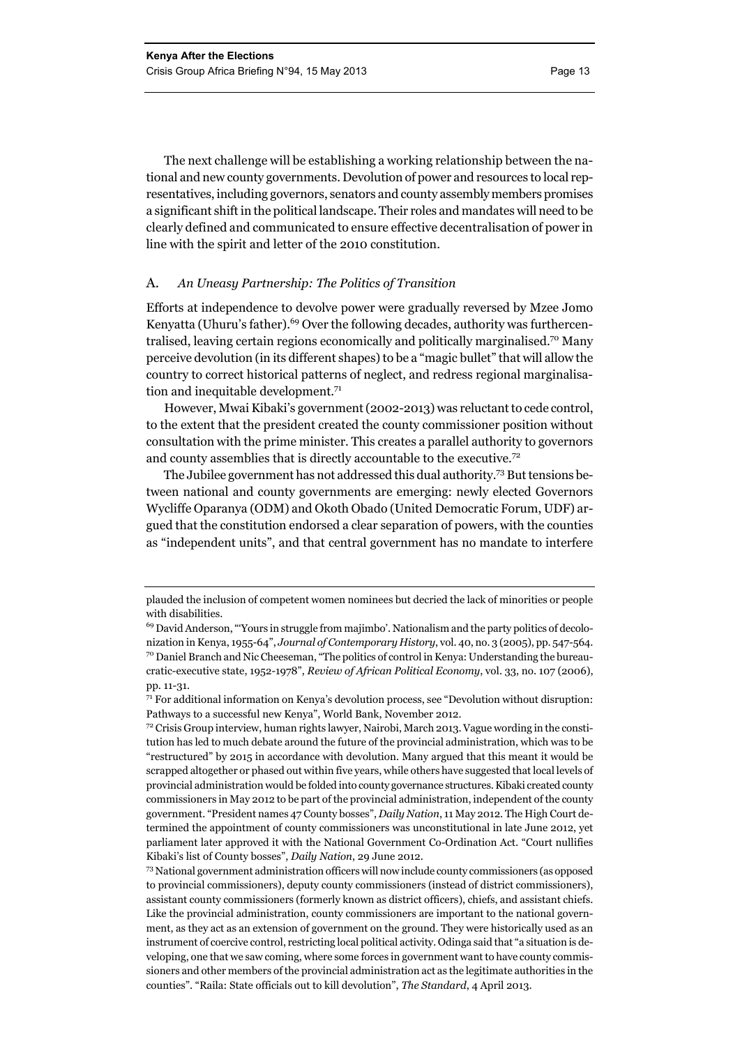The next challenge will be establishing a working relationship between the national and new county governments. Devolution of power and resources to local representatives, including governors, senators and county assembly members promises a significant shift in the political landscape. Their roles and mandates will need to be clearly defined and communicated to ensure effective decentralisation of power in line with the spirit and letter of the 2010 constitution.

## A. *An Uneasy Partnership: The Politics of Transition*

Efforts at independence to devolve power were gradually reversed by Mzee Jomo Kenyatta (Uhuru's father).[69] Over the following decades, authority was furthercentralised, leaving certain regions economically and politically marginalised.[70] Many perceive devolution (in its different shapes) to be a "magic bullet" that will allow the country to correct historical patterns of neglect, and redress regional marginalisation and inequitable development.[71]

However, Mwai Kibaki's government (2002-2013) was reluctant to cede control, to the extent that the president created the county commissioner position without consultation with the prime minister. This creates a parallel authority to governors and county assemblies that is directly accountable to the executive.[72]

The Jubilee government has not addressed this dual authority.[73] But tensions between national and county governments are emerging: newly elected Governors Wycliffe Oparanya (ODM) and Okoth Obado (United Democratic Forum, UDF) argued that the constitution endorsed a clear separation of powers, with the counties as "independent units", and that central government has no mandate to interfere

---

plauded the inclusion of competent women nominees but decried the lack of minorities or people with disabilities.

[69] David Anderson, "'Yours in struggle from majimbo'. Nationalism and the party politics of decolonization in Kenya, 1955-64", *Journal of Contemporary History*, vol. 40, no. 3 (2005), pp. 547-564.

[70] Daniel Branch and Nic Cheeseman, "The politics of control in Kenya: Understanding the bureaucratic-executive state, 1952-1978", *Review of African Political Economy*, vol. 33, no. 107 (2006), pp. 11-31.

[71] For additional information on Kenya's devolution process, see "Devolution without disruption: Pathways to a successful new Kenya", World Bank, November 2012.

[72] Crisis Group interview, human rights lawyer, Nairobi, March 2013. Vague wording in the constitution has led to much debate around the future of the provincial administration, which was to be "restructured" by 2015 in accordance with devolution. Many argued that this meant it would be scrapped altogether or phased out within five years, while others have suggested that local levels of provincial administration would be folded into county governance structures. Kibaki created county commissioners in May 2012 to be part of the provincial administration, independent of the county government. "President names 47 County bosses", *Daily Nation*, 11 May 2012. The High Court determined the appointment of county commissioners was unconstitutional in late June 2012, yet parliament later approved it with the National Government Co-Ordination Act. "Court nullifies Kibaki's list of County bosses", *Daily Nation*, 29 June 2012.

[73] National government administration officers will now include county commissioners (as opposed to provincial commissioners), deputy county commissioners (instead of district commissioners), assistant county commissioners (formerly known as district officers), chiefs, and assistant chiefs. Like the provincial administration, county commissioners are important to the national government, as they act as an extension of government on the ground. They were historically used as an instrument of coercive control, restricting local political activity. Odinga said that "a situation is developing, one that we saw coming, where some forces in government want to have county commissioners and other members of the provincial administration act as the legitimate authorities in the counties". "Raila: State officials out to kill devolution", *The Standard*, 4 April 2013.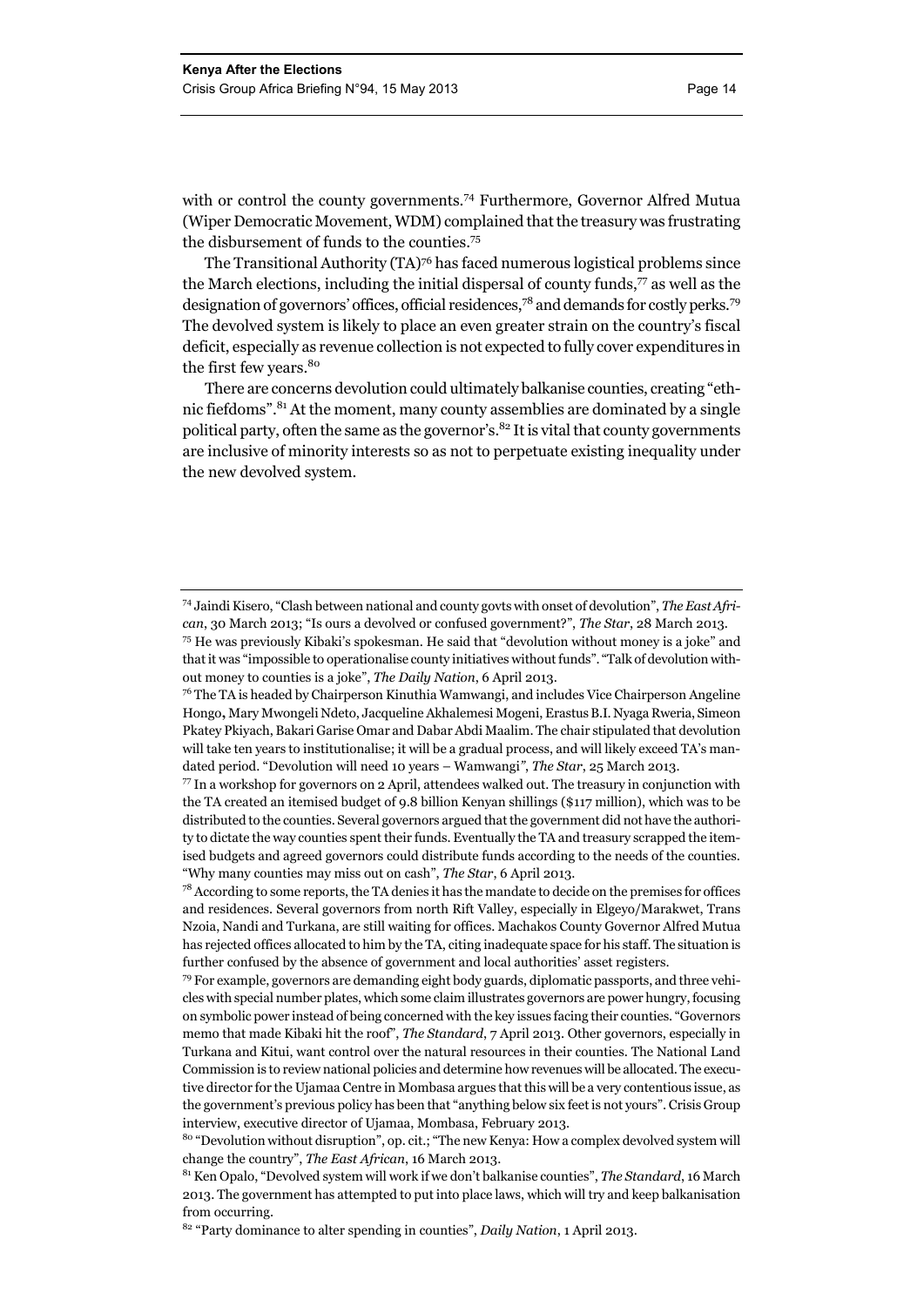with or control the county governments.[74] Furthermore, Governor Alfred Mutua (Wiper Democratic Movement, WDM) complained that the treasury was frustrating the disbursement of funds to the counties.[75]

The Transitional Authority (TA)[76] has faced numerous logistical problems since the March elections, including the initial dispersal of county funds,[77] as well as the designation of governors' offices, official residences,[78] and demands for costly perks.[79] The devolved system is likely to place an even greater strain on the country's fiscal deficit, especially as revenue collection is not expected to fully cover expenditures in the first few years.[80]

There are concerns devolution could ultimately balkanise counties, creating "ethnic fiefdoms".[81] At the moment, many county assemblies are dominated by a single political party, often the same as the governor's.[82] It is vital that county governments are inclusive of minority interests so as not to perpetuate existing inequality under the new devolved system.

---

[74] Jaindi Kisero, "Clash between national and county govts with onset of devolution", *The East African*, 30 March 2013; "Is ours a devolved or confused government?", *The Star*, 28 March 2013.

[75] He was previously Kibaki's spokesman. He said that "devolution without money is a joke" and that it was "impossible to operationalise county initiatives without funds". "Talk of devolution without money to counties is a joke", *The Daily Nation*, 6 April 2013.

[76] The TA is headed by Chairperson Kinuthia Wamwangi, and includes Vice Chairperson Angeline Hongo**,** Mary Mwongeli Ndeto, Jacqueline Akhalemesi Mogeni, Erastus B.I. Nyaga Rweria, Simeon Pkatey Pkiyach, Bakari Garise Omar and Dabar Abdi Maalim. The chair stipulated that devolution will take ten years to institutionalise; it will be a gradual process, and will likely exceed TA's mandated period. "Devolution will need 10 years – Wamwangi*"*, *The Star*, 25 March 2013.

[77] In a workshop for governors on 2 April, attendees walked out. The treasury in conjunction with the TA created an itemised budget of 9.8 billion Kenyan shillings ($117 million), which was to be distributed to the counties. Several governors argued that the government did not have the authority to dictate the way counties spent their funds. Eventually the TA and treasury scrapped the itemised budgets and agreed governors could distribute funds according to the needs of the counties. "Why many counties may miss out on cash", *The Star*, 6 April 2013.

[78] According to some reports, the TA denies it has the mandate to decide on the premises for offices and residences. Several governors from north Rift Valley, especially in Elgeyo/Marakwet, Trans Nzoia, Nandi and Turkana, are still waiting for offices. Machakos County Governor Alfred Mutua has rejected offices allocated to him by the TA, citing inadequate space for his staff. The situation is further confused by the absence of government and local authorities' asset registers.

[79] For example, governors are demanding eight body guards, diplomatic passports, and three vehicles with special number plates, which some claim illustrates governors are power hungry, focusing on symbolic power instead of being concerned with the key issues facing their counties. "Governors memo that made Kibaki hit the roof", *The Standard*, 7 April 2013. Other governors, especially in Turkana and Kitui, want control over the natural resources in their counties. The National Land Commission is to review national policies and determine how revenues will be allocated. The executive director for the Ujamaa Centre in Mombasa argues that this will be a very contentious issue, as the government's previous policy has been that "anything below six feet is not yours". Crisis Group interview, executive director of Ujamaa, Mombasa, February 2013.

[80] "Devolution without disruption", op. cit.; "The new Kenya: How a complex devolved system will change the country", *The East African*, 16 March 2013.

[81] Ken Opalo, "Devolved system will work if we don't balkanise counties", *The Standard*, 16 March 2013. The government has attempted to put into place laws, which will try and keep balkanisation from occurring.

[82] "Party dominance to alter spending in counties", *Daily Nation*, 1 April 2013.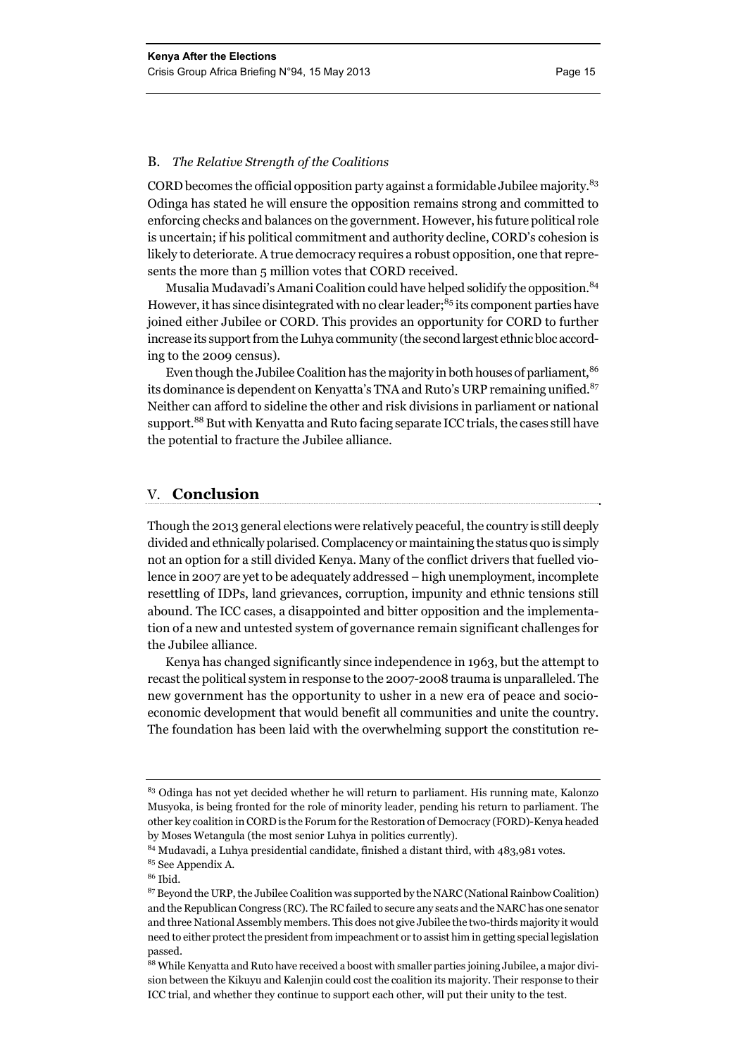### B. *The Relative Strength of the Coalitions*

CORD becomes the official opposition party against a formidable Jubilee majority.[83] Odinga has stated he will ensure the opposition remains strong and committed to enforcing checks and balances on the government. However, his future political role is uncertain; if his political commitment and authority decline, CORD's cohesion is likely to deteriorate. A true democracy requires a robust opposition, one that represents the more than 5 million votes that CORD received.

Musalia Mudavadi's Amani Coalition could have helped solidify the opposition.[84] However, it has since disintegrated with no clear leader;[85] its component parties have joined either Jubilee or CORD. This provides an opportunity for CORD to further increase its support from the Luhya community (the second largest ethnic bloc according to the 2009 census).

Even though the Jubilee Coalition has the majority in both houses of parliament,[86] its dominance is dependent on Kenyatta's TNA and Ruto's URP remaining unified.[87] Neither can afford to sideline the other and risk divisions in parliament or national support.[88] But with Kenyatta and Ruto facing separate ICC trials, the cases still have the potential to fracture the Jubilee alliance.

## V. **Conclusion**

Though the 2013 general elections were relatively peaceful, the country is still deeply divided and ethnically polarised. Complacency or maintaining the status quo is simply not an option for a still divided Kenya. Many of the conflict drivers that fuelled violence in 2007 are yet to be adequately addressed – high unemployment, incomplete resettling of IDPs, land grievances, corruption, impunity and ethnic tensions still abound. The ICC cases, a disappointed and bitter opposition and the implementation of a new and untested system of governance remain significant challenges for the Jubilee alliance.

Kenya has changed significantly since independence in 1963, but the attempt to recast the political system in response to the 2007-2008 trauma is unparalleled. The new government has the opportunity to usher in a new era of peace and socio-economic development that would benefit all communities and unite the country. The foundation has been laid with the overwhelming support the constitution re-

---

[83] Odinga has not yet decided whether he will return to parliament. His running mate, Kalonzo Musyoka, is being fronted for the role of minority leader, pending his return to parliament. The other key coalition in CORD is the Forum for the Restoration of Democracy (FORD)-Kenya headed by Moses Wetangula (the most senior Luhya in politics currently).

[84] Mudavadi, a Luhya presidential candidate, finished a distant third, with 483,981 votes.

[85] See Appendix A.

[86] Ibid.

[87] Beyond the URP, the Jubilee Coalition was supported by the NARC (National Rainbow Coalition) and the Republican Congress (RC). The RC failed to secure any seats and the NARC has one senator and three National Assembly members. This does not give Jubilee the two-thirds majority it would need to either protect the president from impeachment or to assist him in getting special legislation passed.

[88] While Kenyatta and Ruto have received a boost with smaller parties joining Jubilee, a major division between the Kikuyu and Kalenjin could cost the coalition its majority. Their response to their ICC trial, and whether they continue to support each other, will put their unity to the test.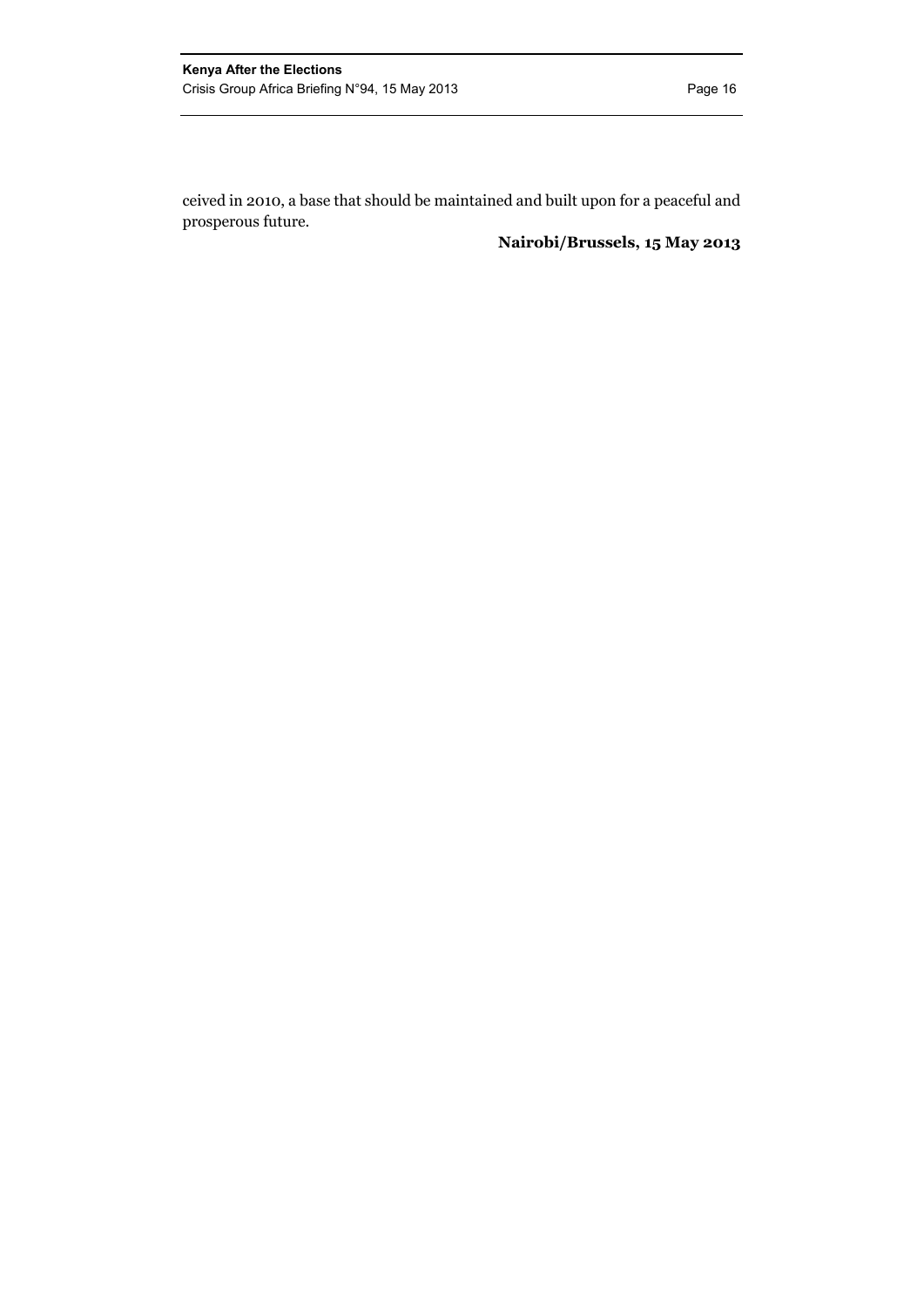ceived in 2010, a base that should be maintained and built upon for a peaceful and prosperous future.

**Nairobi/Brussels, 15 May 2013**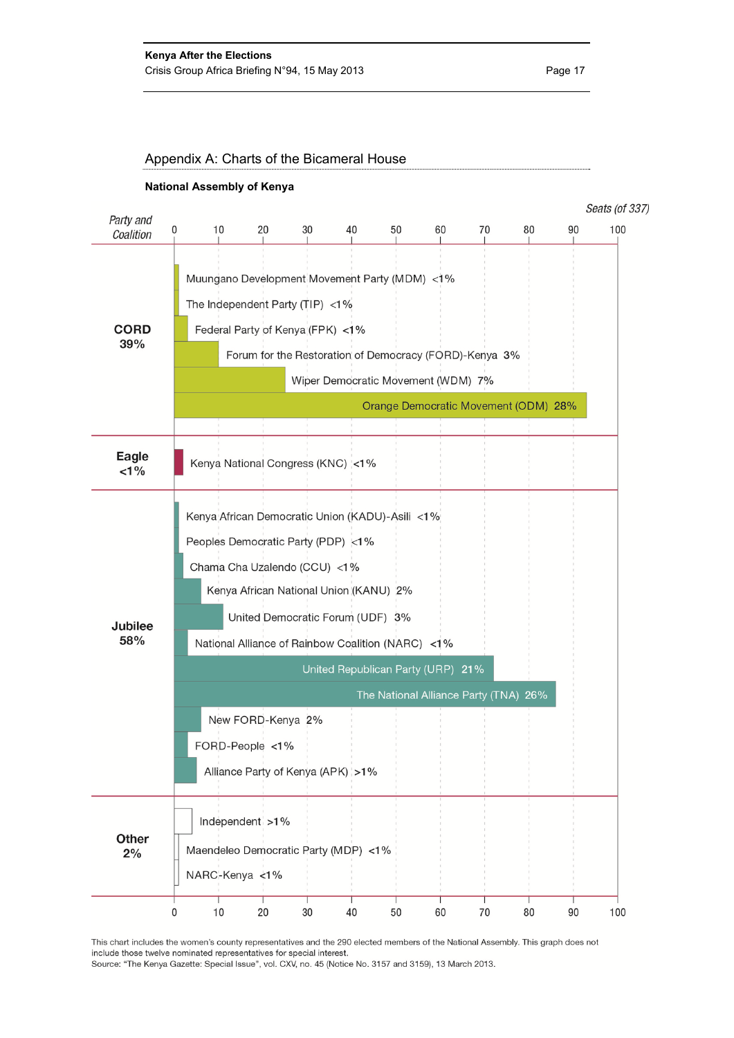## Appendix A: Charts of the Bicameral House

**National Assembly of Kenya**

*Seats (of 337)*

| *Party and Coalition* | Party | Share |
|---|---|---|
| **CORD 39%** | Muungano Development Movement Party (MDM) | <1% |
| | The Independent Party (TIP) | <1% |
| | Federal Party of Kenya (FPK) | <1% |
| | Forum for the Restoration of Democracy (FORD)-Kenya | 3% |
| | Wiper Democratic Movement (WDM) | 7% |
| | Orange Democratic Movement (ODM) | 28% |
| **Eagle <1%** | Kenya National Congress (KNC) | <1% |
| **Jubilee 58%** | Kenya African Democratic Union (KADU)-Asili | <1% |
| | Peoples Democratic Party (PDP) | <1% |
| | Chama Cha Uzalendo (CCU) | <1% |
| | Kenya African National Union (KANU) | 2% |
| | United Democratic Forum (UDF) | 3% |
| | National Alliance of Rainbow Coalition (NARC) | <1% |
| | United Republican Party (URP) | 21% |
| | The National Alliance Party (TNA) | 26% |
| | New FORD-Kenya | 2% |
| | FORD-People | <1% |
| | Alliance Party of Kenya (APK) | >1% |
| **Other 2%** | Independent | >1% |
| | Maendeleo Democratic Party (MDP) | <1% |
| | NARC-Kenya | <1% |

This chart includes the women's county representatives and the 290 elected members of the National Assembly. This graph does not include those twelve nominated representatives for special interest.
Source: "The Kenya Gazette: Special Issue", vol. CXV, no. 45 (Notice No. 3157 and 3159), 13 March 2013.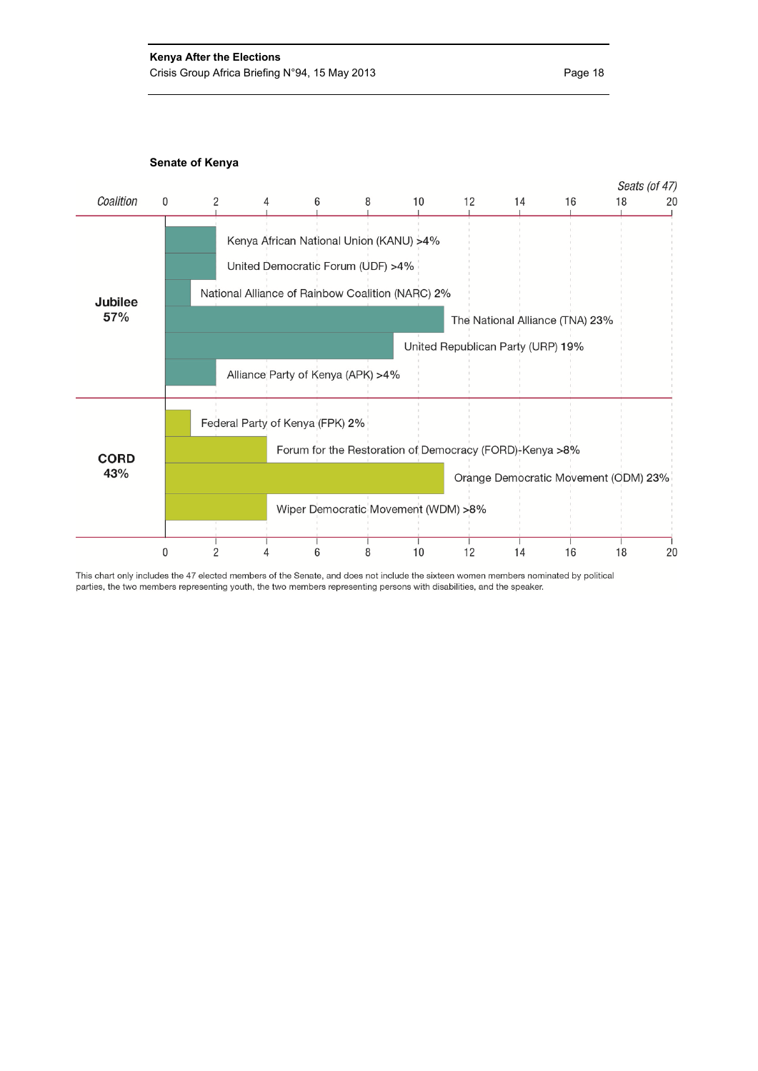**Senate of Kenya**

| Coalition | Party | Share (Seats of 47) |
|---|---|---|
| Jubilee 57% | Kenya African National Union (KANU) | >4% |
| | United Democratic Forum (UDF) | >4% |
| | National Alliance of Rainbow Coalition (NARC) | 2% |
| | The National Alliance (TNA) | 23% |
| | United Republican Party (URP) | 19% |
| | Alliance Party of Kenya (APK) | >4% |
| CORD 43% | Federal Party of Kenya (FPK) | 2% |
| | Forum for the Restoration of Democracy (FORD)-Kenya | >8% |
| | Orange Democratic Movement (ODM) | 23% |
| | Wiper Democratic Movement (WDM) | >8% |

This chart only includes the 47 elected members of the Senate, and does not include the sixteen women members nominated by political parties, the two members representing youth, the two members representing persons with disabilities, and the speaker.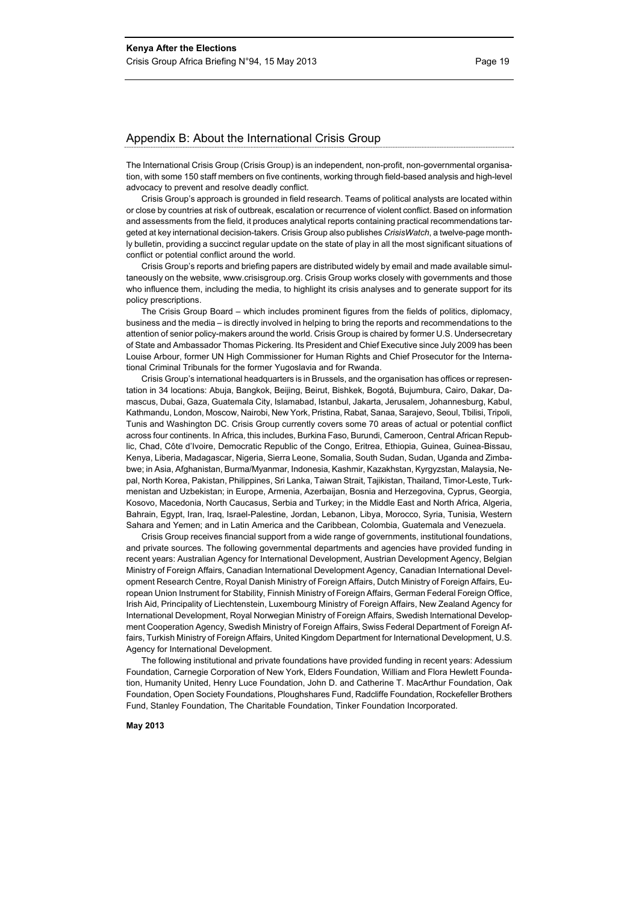## Appendix B: About the International Crisis Group

The International Crisis Group (Crisis Group) is an independent, non-profit, non-governmental organisation, with some 150 staff members on five continents, working through field-based analysis and high-level advocacy to prevent and resolve deadly conflict.

Crisis Group's approach is grounded in field research. Teams of political analysts are located within or close by countries at risk of outbreak, escalation or recurrence of violent conflict. Based on information and assessments from the field, it produces analytical reports containing practical recommendations targeted at key international decision-takers. Crisis Group also publishes *CrisisWatch*, a twelve-page monthly bulletin, providing a succinct regular update on the state of play in all the most significant situations of conflict or potential conflict around the world.

Crisis Group's reports and briefing papers are distributed widely by email and made available simultaneously on the website, www.crisisgroup.org. Crisis Group works closely with governments and those who influence them, including the media, to highlight its crisis analyses and to generate support for its policy prescriptions.

The Crisis Group Board – which includes prominent figures from the fields of politics, diplomacy, business and the media – is directly involved in helping to bring the reports and recommendations to the attention of senior policy-makers around the world. Crisis Group is chaired by former U.S. Undersecretary of State and Ambassador Thomas Pickering. Its President and Chief Executive since July 2009 has been Louise Arbour, former UN High Commissioner for Human Rights and Chief Prosecutor for the International Criminal Tribunals for the former Yugoslavia and for Rwanda.

Crisis Group's international headquarters is in Brussels, and the organisation has offices or representation in 34 locations: Abuja, Bangkok, Beijing, Beirut, Bishkek, Bogotá, Bujumbura, Cairo, Dakar, Damascus, Dubai, Gaza, Guatemala City, Islamabad, Istanbul, Jakarta, Jerusalem, Johannesburg, Kabul, Kathmandu, London, Moscow, Nairobi, New York, Pristina, Rabat, Sanaa, Sarajevo, Seoul, Tbilisi, Tripoli, Tunis and Washington DC. Crisis Group currently covers some 70 areas of actual or potential conflict across four continents. In Africa, this includes, Burkina Faso, Burundi, Cameroon, Central African Republic, Chad, Côte d'Ivoire, Democratic Republic of the Congo, Eritrea, Ethiopia, Guinea, Guinea-Bissau, Kenya, Liberia, Madagascar, Nigeria, Sierra Leone, Somalia, South Sudan, Sudan, Uganda and Zimbabwe; in Asia, Afghanistan, Burma/Myanmar, Indonesia, Kashmir, Kazakhstan, Kyrgyzstan, Malaysia, Nepal, North Korea, Pakistan, Philippines, Sri Lanka, Taiwan Strait, Tajikistan, Thailand, Timor-Leste, Turkmenistan and Uzbekistan; in Europe, Armenia, Azerbaijan, Bosnia and Herzegovina, Cyprus, Georgia, Kosovo, Macedonia, North Caucasus, Serbia and Turkey; in the Middle East and North Africa, Algeria, Bahrain, Egypt, Iran, Iraq, Israel-Palestine, Jordan, Lebanon, Libya, Morocco, Syria, Tunisia, Western Sahara and Yemen; and in Latin America and the Caribbean, Colombia, Guatemala and Venezuela.

Crisis Group receives financial support from a wide range of governments, institutional foundations, and private sources. The following governmental departments and agencies have provided funding in recent years: Australian Agency for International Development, Austrian Development Agency, Belgian Ministry of Foreign Affairs, Canadian International Development Agency, Canadian International Development Research Centre, Royal Danish Ministry of Foreign Affairs, Dutch Ministry of Foreign Affairs, European Union Instrument for Stability, Finnish Ministry of Foreign Affairs, German Federal Foreign Office, Irish Aid, Principality of Liechtenstein, Luxembourg Ministry of Foreign Affairs, New Zealand Agency for International Development, Royal Norwegian Ministry of Foreign Affairs, Swedish International Development Cooperation Agency, Swedish Ministry of Foreign Affairs, Swiss Federal Department of Foreign Affairs, Turkish Ministry of Foreign Affairs, United Kingdom Department for International Development, U.S. Agency for International Development.

The following institutional and private foundations have provided funding in recent years: Adessium Foundation, Carnegie Corporation of New York, Elders Foundation, William and Flora Hewlett Foundation, Humanity United, Henry Luce Foundation, John D. and Catherine T. MacArthur Foundation, Oak Foundation, Open Society Foundations, Ploughshares Fund, Radcliffe Foundation, Rockefeller Brothers Fund, Stanley Foundation, The Charitable Foundation, Tinker Foundation Incorporated.

**May 2013**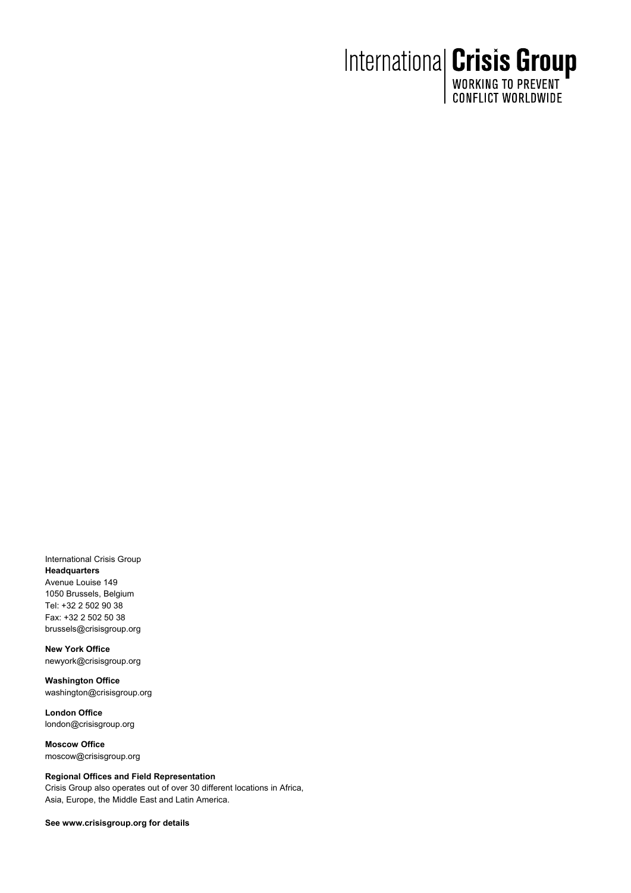International Crisis Group

**WORKING TO PREVENT CONFLICT WORLDWIDE**

International Crisis Group
**Headquarters**
Avenue Louise 149
1050 Brussels, Belgium
Tel: +32 2 502 90 38
Fax: +32 2 502 50 38
brussels@crisisgroup.org

**New York Office**
newyork@crisisgroup.org

**Washington Office**
washington@crisisgroup.org

**London Office**
london@crisisgroup.org

**Moscow Office**
moscow@crisisgroup.org

**Regional Offices and Field Representation**
Crisis Group also operates out of over 30 different locations in Africa, Asia, Europe, the Middle East and Latin America.

**See www.crisisgroup.org for details**